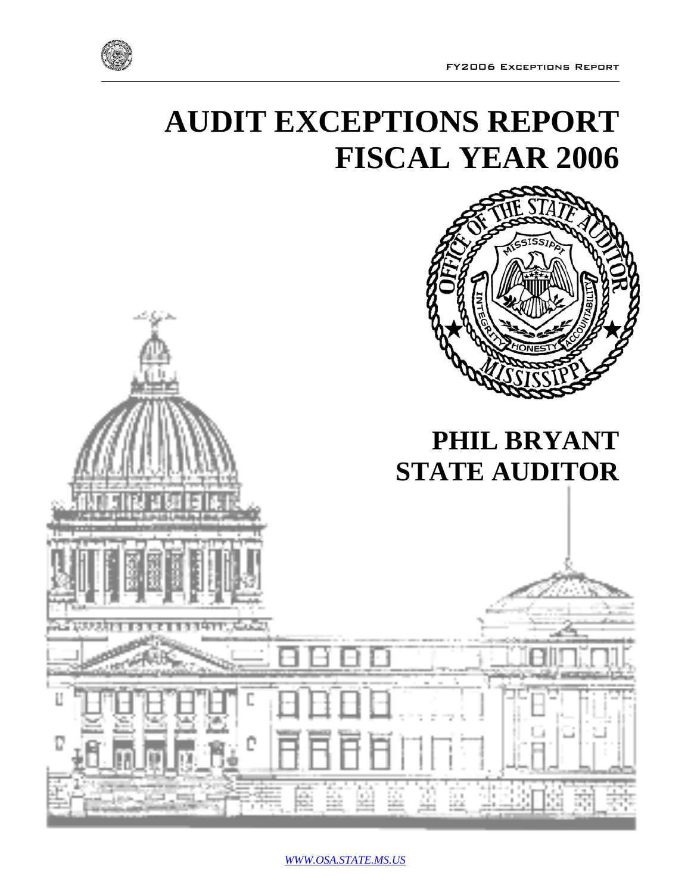# AUDIT EXCEPTIONS REPORT FISCAL YEAR 2006

## PHIL BRYANT STATE AUDITOR

*WWW.OSA.STATE.MS.US*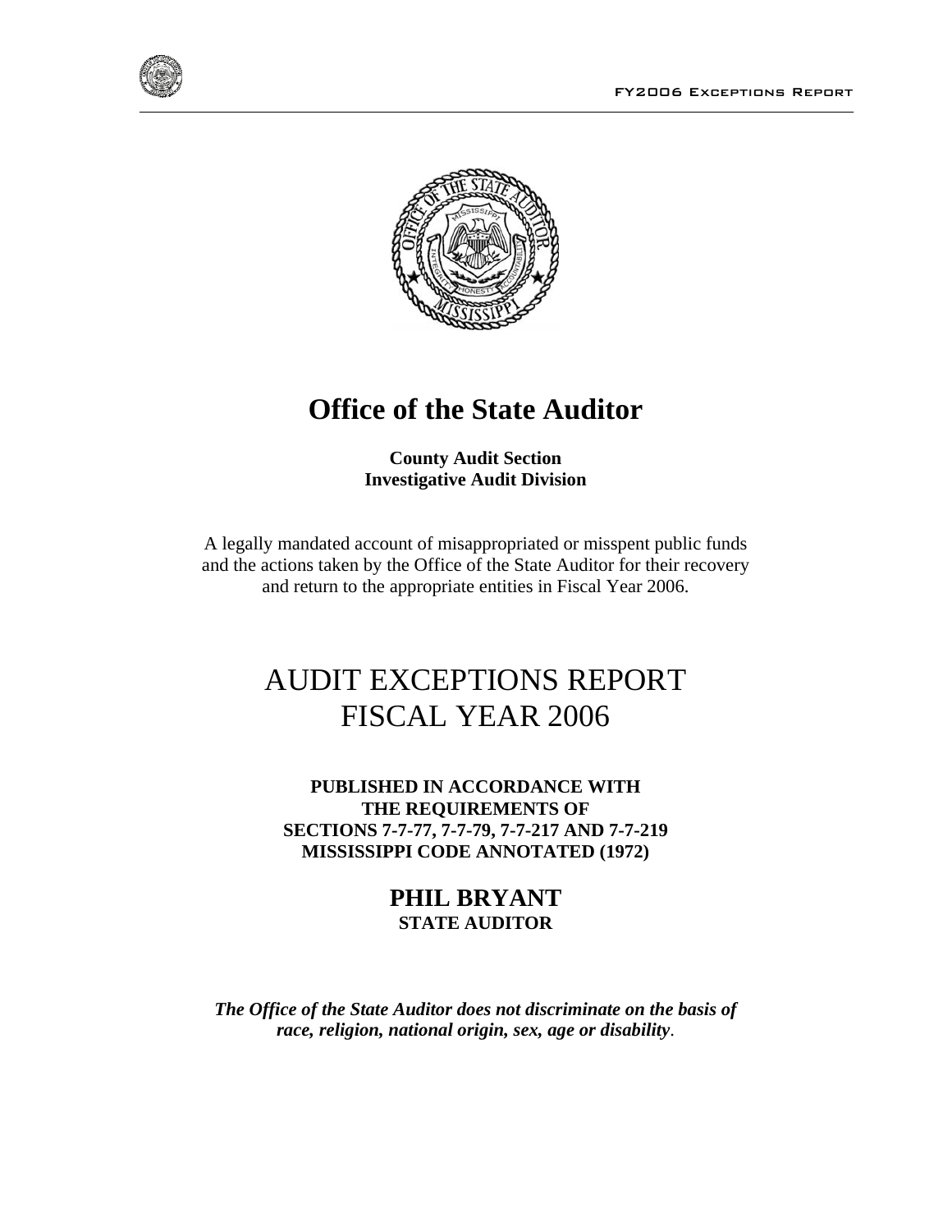# Office of the State Auditor

**County Audit Section**
**Investigative Audit Division**

A legally mandated account of misappropriated or misspent public funds and the actions taken by the Office of the State Auditor for their recovery and return to the appropriate entities in Fiscal Year 2006.

# AUDIT EXCEPTIONS REPORT
# FISCAL YEAR 2006

**PUBLISHED IN ACCORDANCE WITH THE REQUIREMENTS OF SECTIONS 7-7-77, 7-7-79, 7-7-217 AND 7-7-219 MISSISSIPPI CODE ANNOTATED (1972)**

**PHIL BRYANT**
**STATE AUDITOR**

***The Office of the State Auditor does not discriminate on the basis of race, religion, national origin, sex, age or disability*.**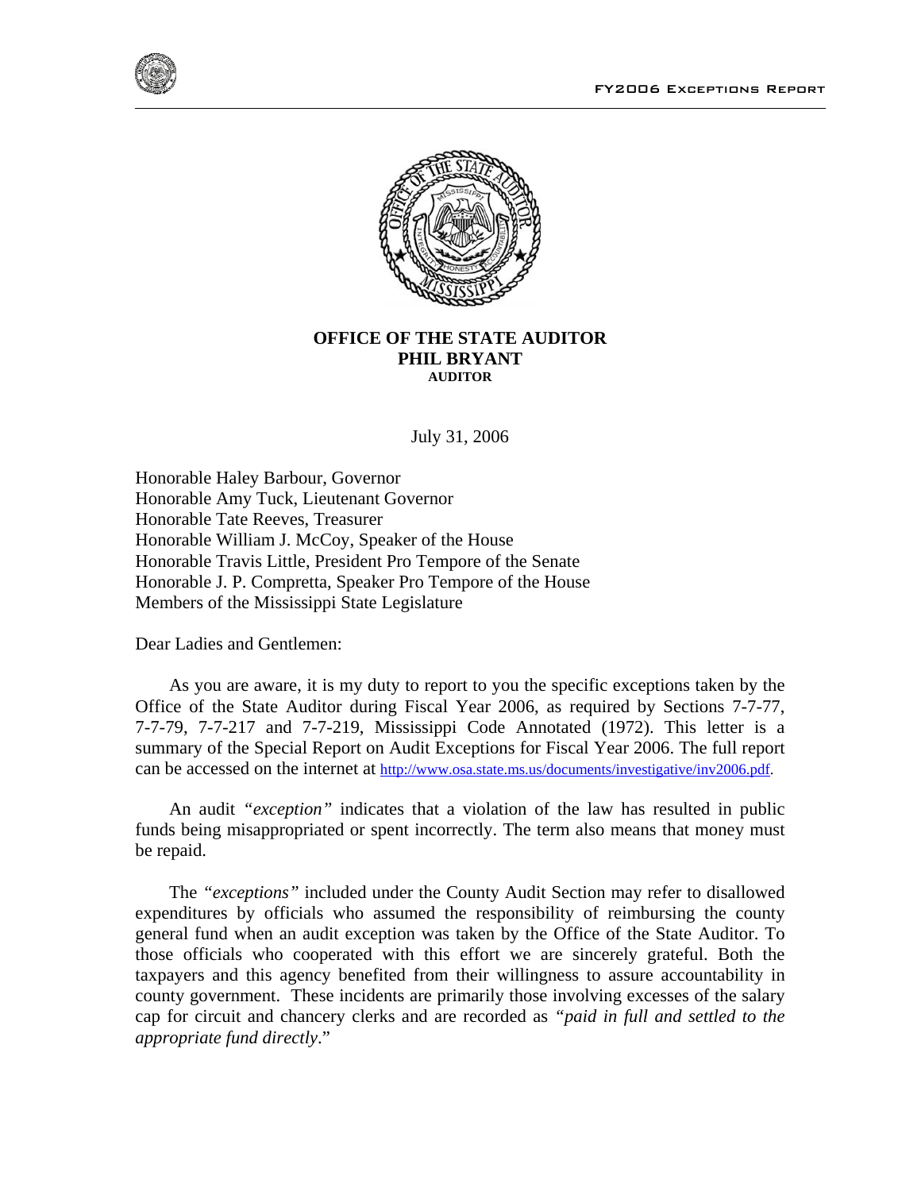**OFFICE OF THE STATE AUDITOR**
**PHIL BRYANT**
**AUDITOR**

July 31, 2006

Honorable Haley Barbour, Governor
Honorable Amy Tuck, Lieutenant Governor
Honorable Tate Reeves, Treasurer
Honorable William J. McCoy, Speaker of the House
Honorable Travis Little, President Pro Tempore of the Senate
Honorable J. P. Compretta, Speaker Pro Tempore of the House
Members of the Mississippi State Legislature

Dear Ladies and Gentlemen:

As you are aware, it is my duty to report to you the specific exceptions taken by the Office of the State Auditor during Fiscal Year 2006, as required by Sections 7-7-77, 7-7-79, 7-7-217 and 7-7-219, Mississippi Code Annotated (1972). This letter is a summary of the Special Report on Audit Exceptions for Fiscal Year 2006. The full report can be accessed on the internet at http://www.osa.state.ms.us/documents/investigative/inv2006.pdf.

An audit *"exception"* indicates that a violation of the law has resulted in public funds being misappropriated or spent incorrectly. The term also means that money must be repaid.

The *"exceptions"* included under the County Audit Section may refer to disallowed expenditures by officials who assumed the responsibility of reimbursing the county general fund when an audit exception was taken by the Office of the State Auditor. To those officials who cooperated with this effort we are sincerely grateful. Both the taxpayers and this agency benefited from their willingness to assure accountability in county government. These incidents are primarily those involving excesses of the salary cap for circuit and chancery clerks and are recorded as *"paid in full and settled to the appropriate fund directly*."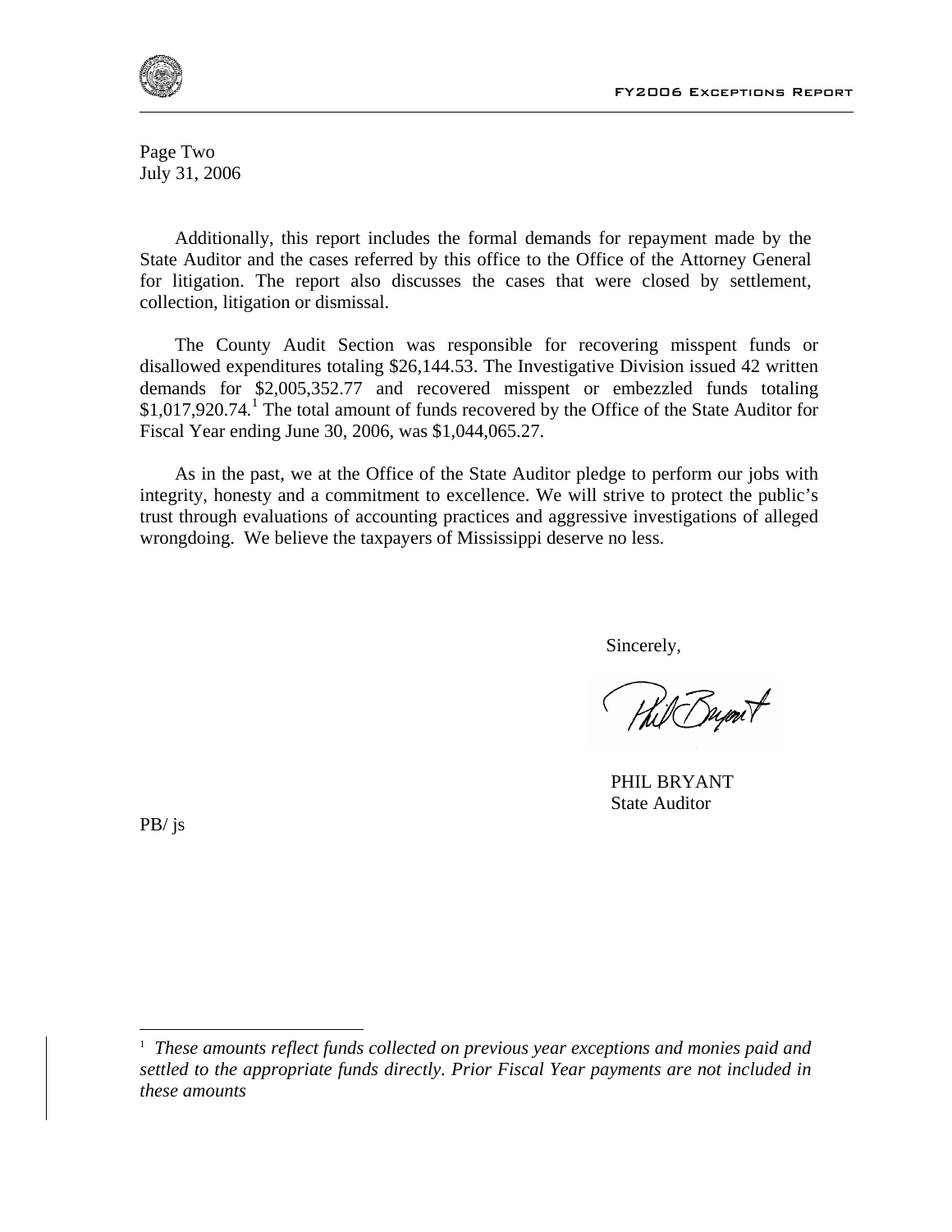Page Two
July 31, 2006

Additionally, this report includes the formal demands for repayment made by the State Auditor and the cases referred by this office to the Office of the Attorney General for litigation. The report also discusses the cases that were closed by settlement, collection, litigation or dismissal.

The County Audit Section was responsible for recovering misspent funds or disallowed expenditures totaling $26,144.53. The Investigative Division issued 42 written demands for $2,005,352.77 and recovered misspent or embezzled funds totaling $1,017,920.74.[1] The total amount of funds recovered by the Office of the State Auditor for Fiscal Year ending June 30, 2006, was $1,044,065.27.

As in the past, we at the Office of the State Auditor pledge to perform our jobs with integrity, honesty and a commitment to excellence. We will strive to protect the public's trust through evaluations of accounting practices and aggressive investigations of alleged wrongdoing. We believe the taxpayers of Mississippi deserve no less.

Sincerely,

PHIL BRYANT
State Auditor

PB/ js

---

[1] *These amounts reflect funds collected on previous year exceptions and monies paid and settled to the appropriate funds directly. Prior Fiscal Year payments are not included in these amounts*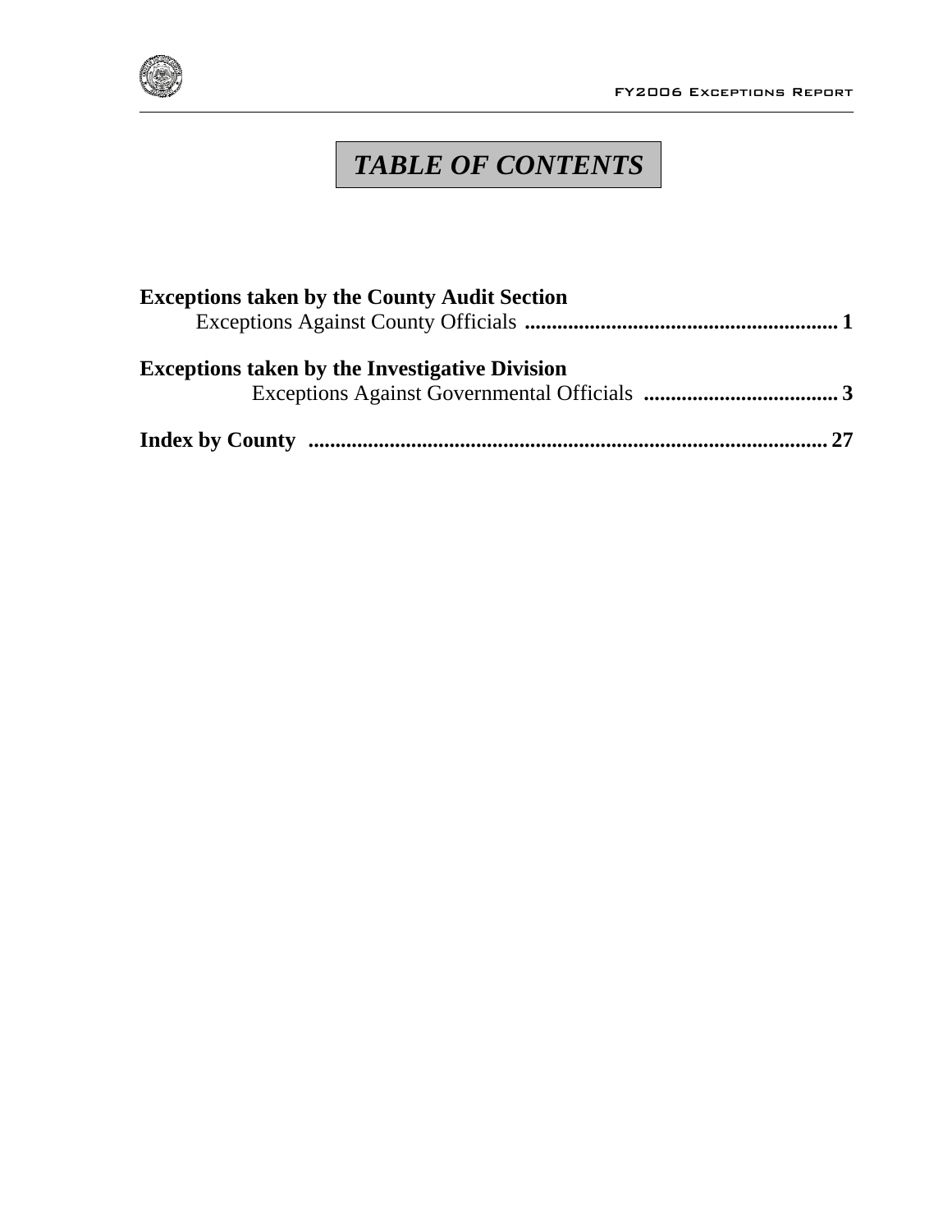# *TABLE OF CONTENTS*

**Exceptions taken by the County Audit Section**

Exceptions Against County Officials .......................................................... **1**

**Exceptions taken by the Investigative Division**

Exceptions Against Governmental Officials .................................... **3**

**Index by County** ............................................................................................ **27**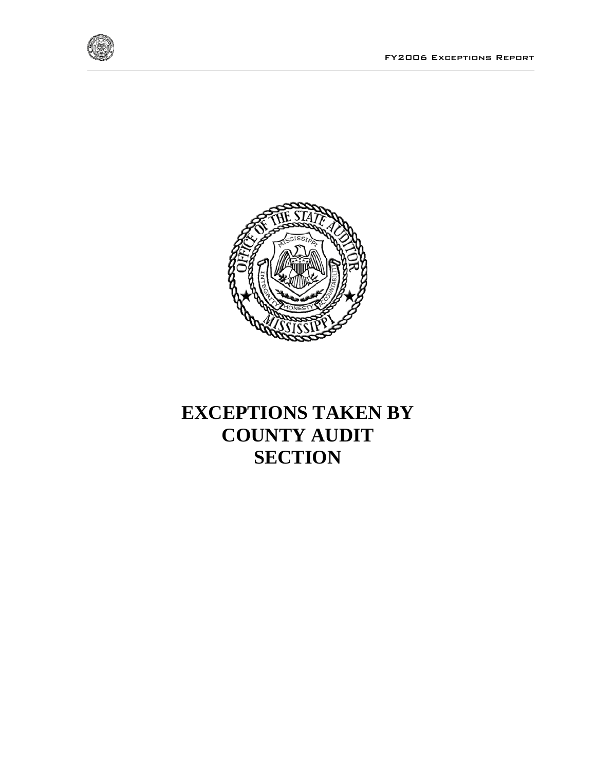# EXCEPTIONS TAKEN BY COUNTY AUDIT SECTION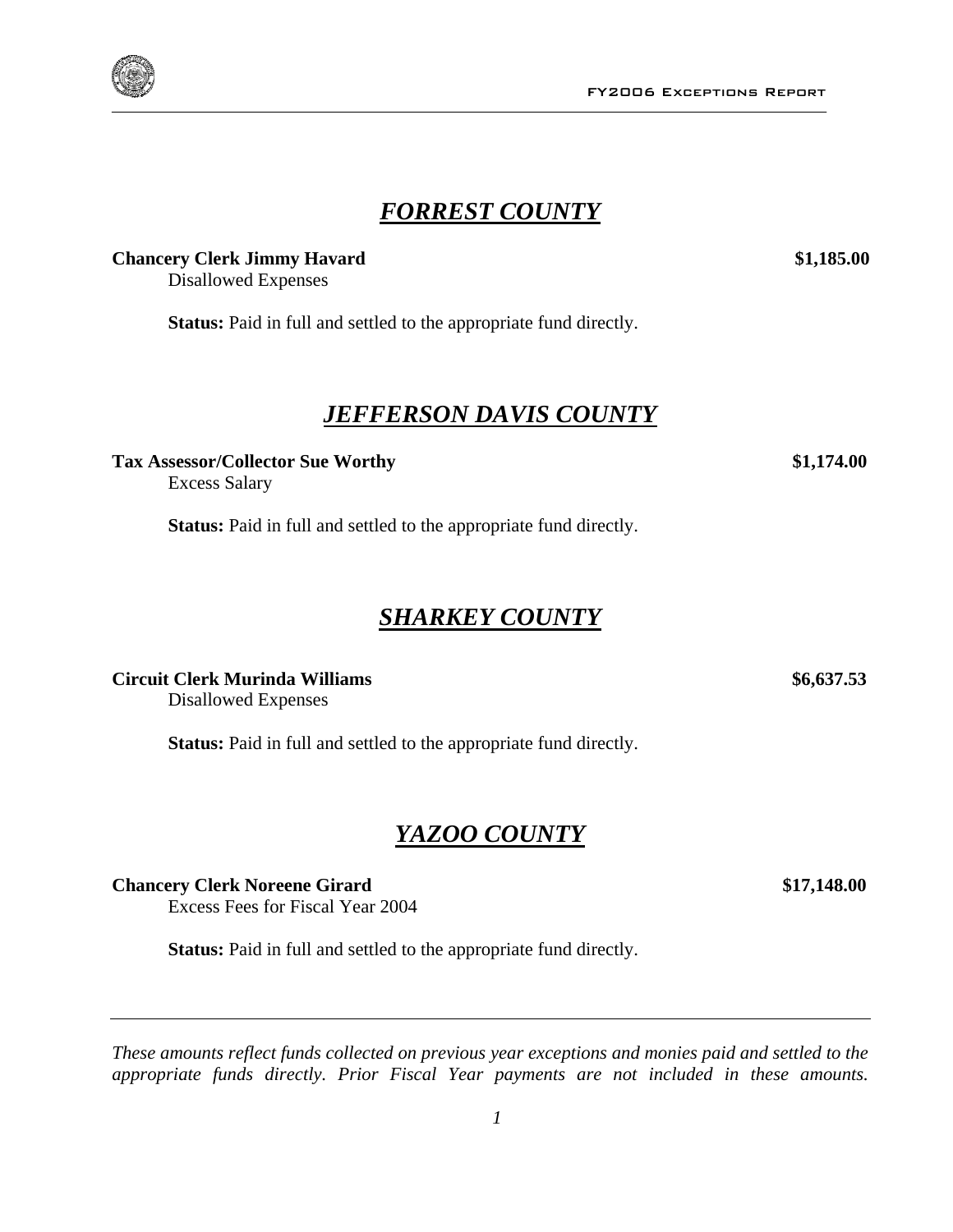## ***FORREST COUNTY***

**Chancery Clerk Jimmy Havard** **\$1,185.00**
Disallowed Expenses

**Status:** Paid in full and settled to the appropriate fund directly.

## ***JEFFERSON DAVIS COUNTY***

**Tax Assessor/Collector Sue Worthy** **\$1,174.00**
Excess Salary

**Status:** Paid in full and settled to the appropriate fund directly.

## ***SHARKEY COUNTY***

**Circuit Clerk Murinda Williams** **\$6,637.53**
Disallowed Expenses

**Status:** Paid in full and settled to the appropriate fund directly.

## ***YAZOO COUNTY***

**Chancery Clerk Noreene Girard** **\$17,148.00**
Excess Fees for Fiscal Year 2004

**Status:** Paid in full and settled to the appropriate fund directly.

---

*These amounts reflect funds collected on previous year exceptions and monies paid and settled to the appropriate funds directly. Prior Fiscal Year payments are not included in these amounts.*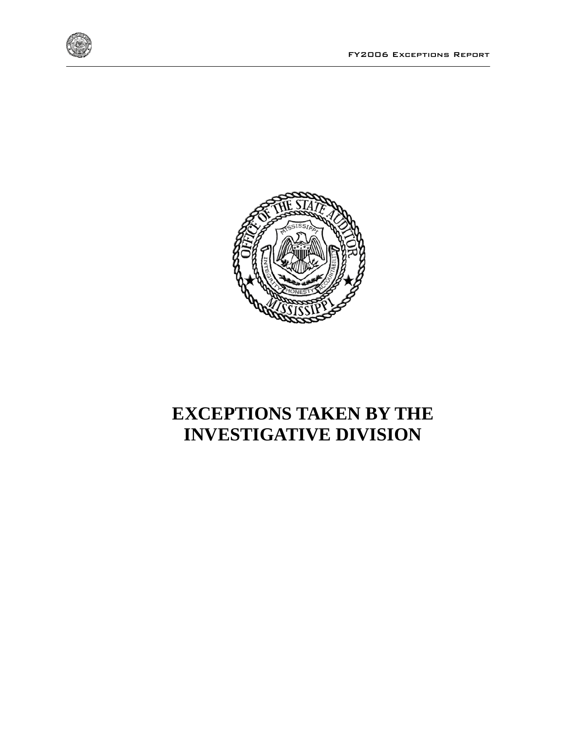# EXCEPTIONS TAKEN BY THE INVESTIGATIVE DIVISION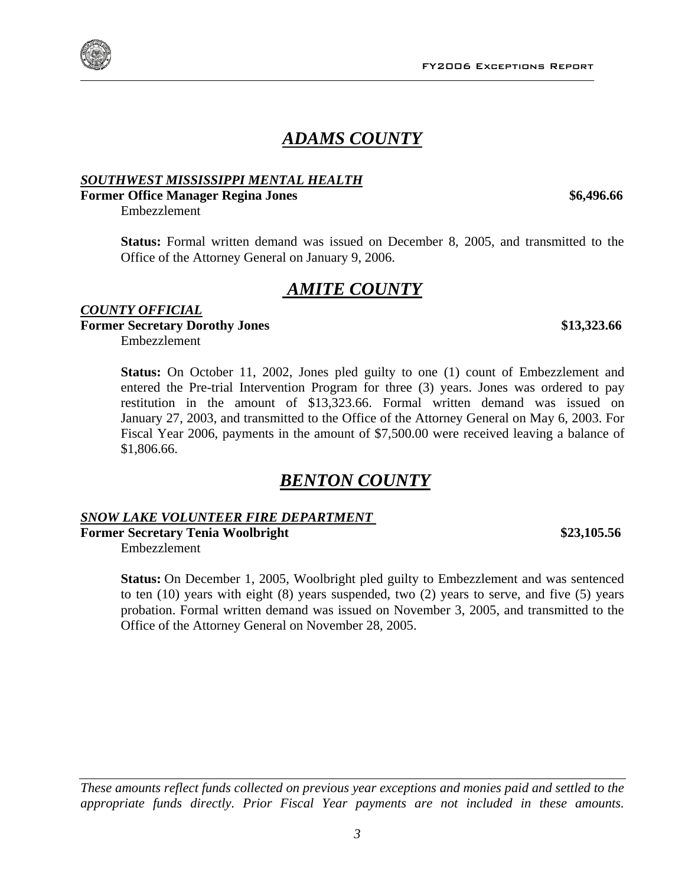# ADAMS COUNTY

***SOUTHWEST MISSISSIPPI MENTAL HEALTH***

**Former Office Manager Regina Jones** **$6,496.66**

Embezzlement

**Status:** Formal written demand was issued on December 8, 2005, and transmitted to the Office of the Attorney General on January 9, 2006.

# AMITE COUNTY

***COUNTY OFFICIAL***

**Former Secretary Dorothy Jones** **$13,323.66**

Embezzlement

**Status:** On October 11, 2002, Jones pled guilty to one (1) count of Embezzlement and entered the Pre-trial Intervention Program for three (3) years. Jones was ordered to pay restitution in the amount of $13,323.66. Formal written demand was issued on January 27, 2003, and transmitted to the Office of the Attorney General on May 6, 2003. For Fiscal Year 2006, payments in the amount of $7,500.00 were received leaving a balance of $1,806.66.

# BENTON COUNTY

***SNOW LAKE VOLUNTEER FIRE DEPARTMENT***

**Former Secretary Tenia Woolbright** **$23,105.56**

Embezzlement

**Status:** On December 1, 2005, Woolbright pled guilty to Embezzlement and was sentenced to ten (10) years with eight (8) years suspended, two (2) years to serve, and five (5) years probation. Formal written demand was issued on November 3, 2005, and transmitted to the Office of the Attorney General on November 28, 2005.

*These amounts reflect funds collected on previous year exceptions and monies paid and settled to the appropriate funds directly. Prior Fiscal Year payments are not included in these amounts.*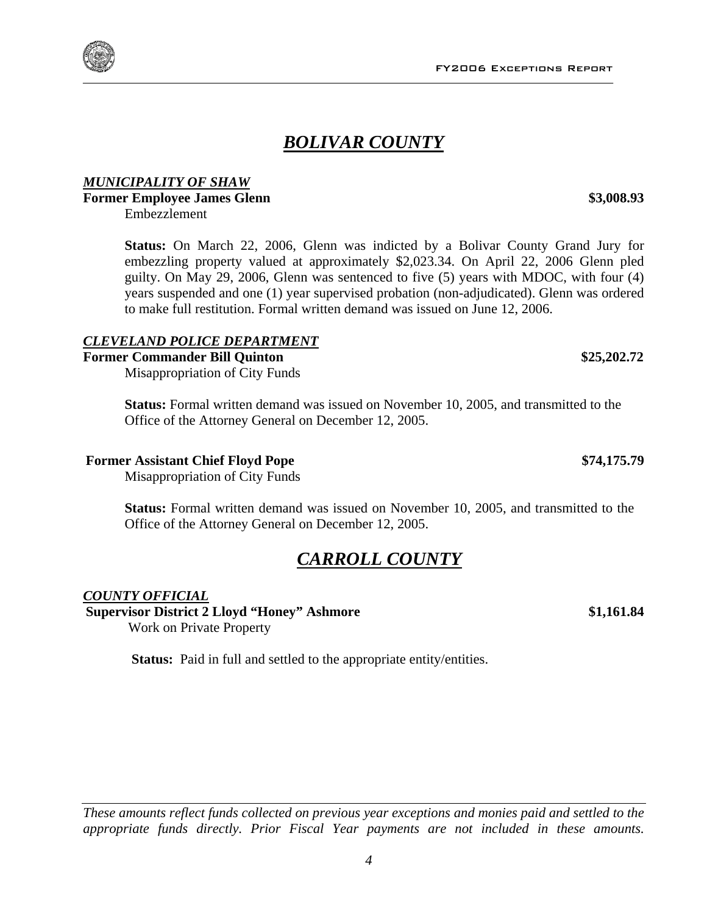# *BOLIVAR COUNTY*

***MUNICIPALITY OF SHAW***

**Former Employee James Glenn** **$3,008.93**

Embezzlement

**Status:** On March 22, 2006, Glenn was indicted by a Bolivar County Grand Jury for embezzling property valued at approximately $2,023.34. On April 22, 2006 Glenn pled guilty. On May 29, 2006, Glenn was sentenced to five (5) years with MDOC, with four (4) years suspended and one (1) year supervised probation (non-adjudicated). Glenn was ordered to make full restitution. Formal written demand was issued on June 12, 2006.

***CLEVELAND POLICE DEPARTMENT***

**Former Commander Bill Quinton** **$25,202.72**

Misappropriation of City Funds

**Status:** Formal written demand was issued on November 10, 2005, and transmitted to the Office of the Attorney General on December 12, 2005.

**Former Assistant Chief Floyd Pope** **$74,175.79**

Misappropriation of City Funds

**Status:** Formal written demand was issued on November 10, 2005, and transmitted to the Office of the Attorney General on December 12, 2005.

# *CARROLL COUNTY*

***COUNTY OFFICIAL***

**Supervisor District 2 Lloyd "Honey" Ashmore** **$1,161.84**

Work on Private Property

**Status:** Paid in full and settled to the appropriate entity/entities.

*These amounts reflect funds collected on previous year exceptions and monies paid and settled to the appropriate funds directly. Prior Fiscal Year payments are not included in these amounts.*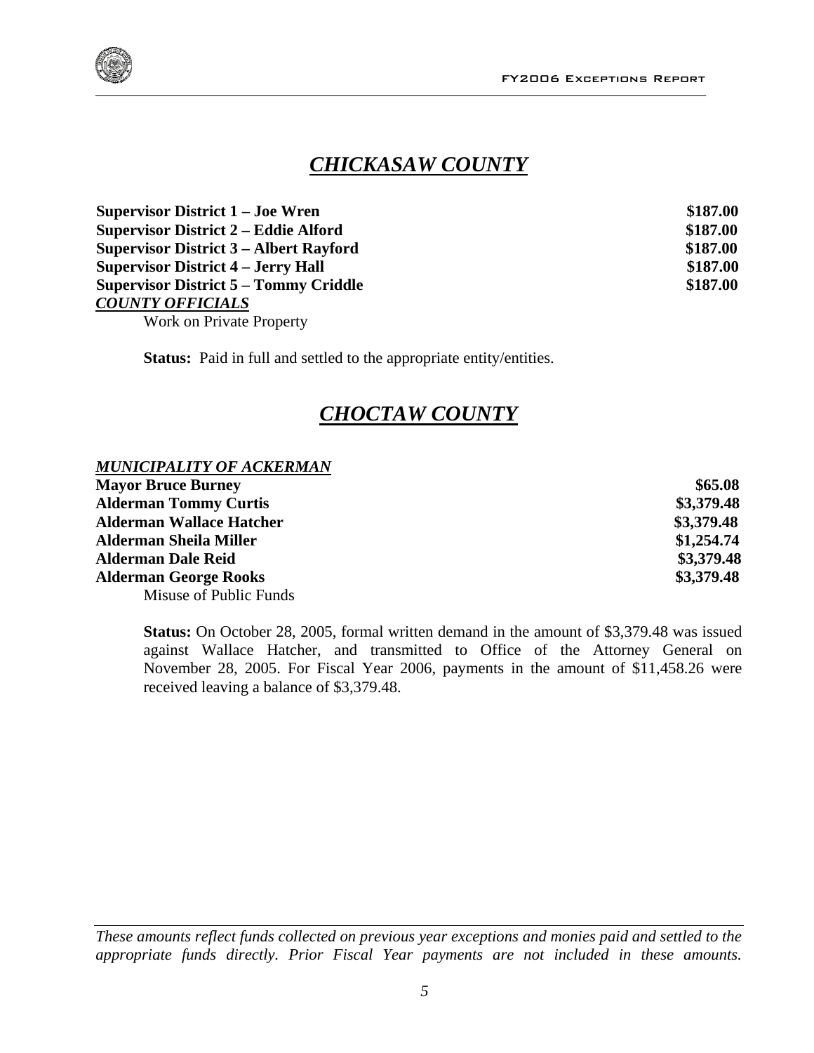## *CHICKASAW COUNTY*

| | |
|---|---|
| **Supervisor District 1 – Joe Wren** | **\$187.00** |
| **Supervisor District 2 – Eddie Alford** | **\$187.00** |
| **Supervisor District 3 – Albert Rayford** | **\$187.00** |
| **Supervisor District 4 – Jerry Hall** | **\$187.00** |
| **Supervisor District 5 – Tommy Criddle** | **\$187.00** |

***COUNTY OFFICIALS***

Work on Private Property

**Status:** Paid in full and settled to the appropriate entity/entities.

## *CHOCTAW COUNTY*

***MUNICIPALITY OF ACKERMAN***

| | |
|---|---|
| **Mayor Bruce Burney** | **\$65.08** |
| **Alderman Tommy Curtis** | **\$3,379.48** |
| **Alderman Wallace Hatcher** | **\$3,379.48** |
| **Alderman Sheila Miller** | **\$1,254.74** |
| **Alderman Dale Reid** | **\$3,379.48** |
| **Alderman George Rooks** | **\$3,379.48** |

Misuse of Public Funds

**Status:** On October 28, 2005, formal written demand in the amount of \$3,379.48 was issued against Wallace Hatcher, and transmitted to Office of the Attorney General on November 28, 2005. For Fiscal Year 2006, payments in the amount of \$11,458.26 were received leaving a balance of \$3,379.48.

*These amounts reflect funds collected on previous year exceptions and monies paid and settled to the appropriate funds directly. Prior Fiscal Year payments are not included in these amounts.*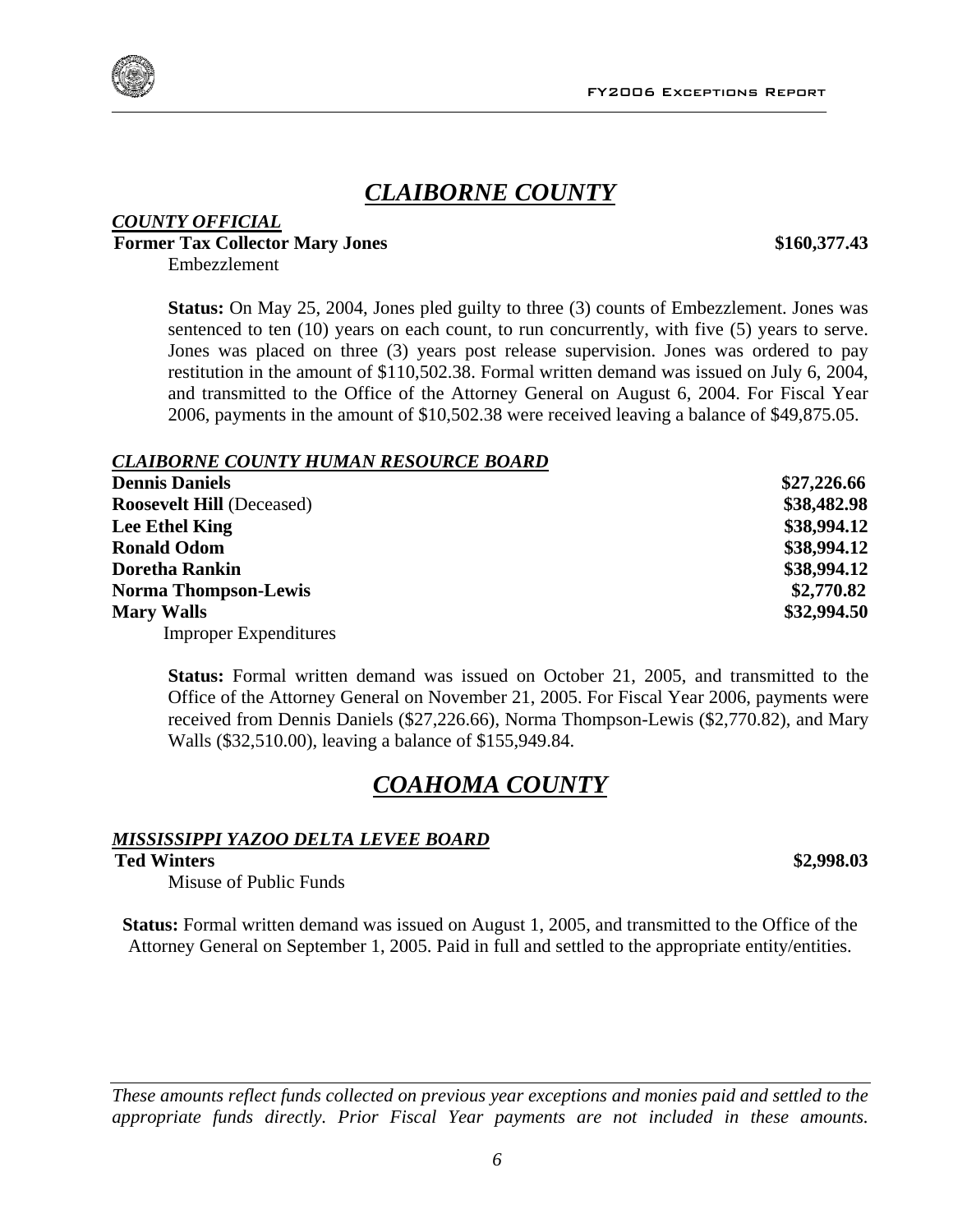# *CLAIBORNE COUNTY*

***COUNTY OFFICIAL***

**Former Tax Collector Mary Jones** **$160,377.43**

Embezzlement

**Status:** On May 25, 2004, Jones pled guilty to three (3) counts of Embezzlement. Jones was sentenced to ten (10) years on each count, to run concurrently, with five (5) years to serve. Jones was placed on three (3) years post release supervision. Jones was ordered to pay restitution in the amount of $110,502.38. Formal written demand was issued on July 6, 2004, and transmitted to the Office of the Attorney General on August 6, 2004. For Fiscal Year 2006, payments in the amount of $10,502.38 were received leaving a balance of $49,875.05.

***CLAIBORNE COUNTY HUMAN RESOURCE BOARD***

| | |
|---|---|
| **Dennis Daniels** | **$27,226.66** |
| **Roosevelt Hill** (Deceased) | **$38,482.98** |
| **Lee Ethel King** | **$38,994.12** |
| **Ronald Odom** | **$38,994.12** |
| **Doretha Rankin** | **$38,994.12** |
| **Norma Thompson-Lewis** | **$2,770.82** |
| **Mary Walls** | **$32,994.50** |

Improper Expenditures

**Status:** Formal written demand was issued on October 21, 2005, and transmitted to the Office of the Attorney General on November 21, 2005. For Fiscal Year 2006, payments were received from Dennis Daniels ($27,226.66), Norma Thompson-Lewis ($2,770.82), and Mary Walls ($32,510.00), leaving a balance of $155,949.84.

# *COAHOMA COUNTY*

***MISSISSIPPI YAZOO DELTA LEVEE BOARD***

**Ted Winters** **$2,998.03**

Misuse of Public Funds

**Status:** Formal written demand was issued on August 1, 2005, and transmitted to the Office of the Attorney General on September 1, 2005. Paid in full and settled to the appropriate entity/entities.

*These amounts reflect funds collected on previous year exceptions and monies paid and settled to the appropriate funds directly. Prior Fiscal Year payments are not included in these amounts.*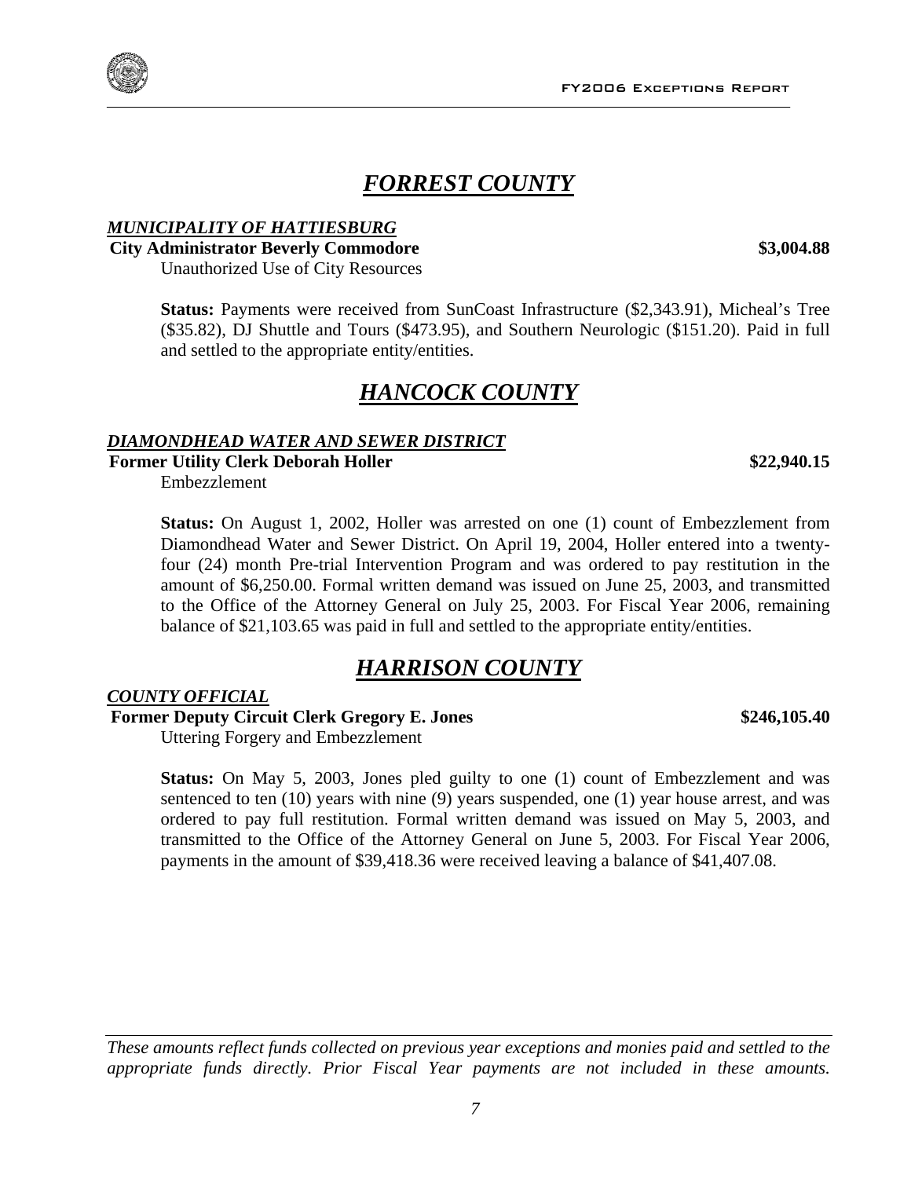# *FORREST COUNTY*

***MUNICIPALITY OF HATTIESBURG***

**City Administrator Beverly Commodore** **\$3,004.88**

Unauthorized Use of City Resources

**Status:** Payments were received from SunCoast Infrastructure (\$2,343.91), Micheal's Tree (\$35.82), DJ Shuttle and Tours (\$473.95), and Southern Neurologic (\$151.20). Paid in full and settled to the appropriate entity/entities.

# *HANCOCK COUNTY*

***DIAMONDHEAD WATER AND SEWER DISTRICT***

**Former Utility Clerk Deborah Holler** **\$22,940.15**

Embezzlement

**Status:** On August 1, 2002, Holler was arrested on one (1) count of Embezzlement from Diamondhead Water and Sewer District. On April 19, 2004, Holler entered into a twenty-four (24) month Pre-trial Intervention Program and was ordered to pay restitution in the amount of \$6,250.00. Formal written demand was issued on June 25, 2003, and transmitted to the Office of the Attorney General on July 25, 2003. For Fiscal Year 2006, remaining balance of \$21,103.65 was paid in full and settled to the appropriate entity/entities.

# *HARRISON COUNTY*

***COUNTY OFFICIAL***

**Former Deputy Circuit Clerk Gregory E. Jones** **\$246,105.40**

Uttering Forgery and Embezzlement

**Status:** On May 5, 2003, Jones pled guilty to one (1) count of Embezzlement and was sentenced to ten (10) years with nine (9) years suspended, one (1) year house arrest, and was ordered to pay full restitution. Formal written demand was issued on May 5, 2003, and transmitted to the Office of the Attorney General on June 5, 2003. For Fiscal Year 2006, payments in the amount of \$39,418.36 were received leaving a balance of \$41,407.08.

*These amounts reflect funds collected on previous year exceptions and monies paid and settled to the appropriate funds directly. Prior Fiscal Year payments are not included in these amounts.*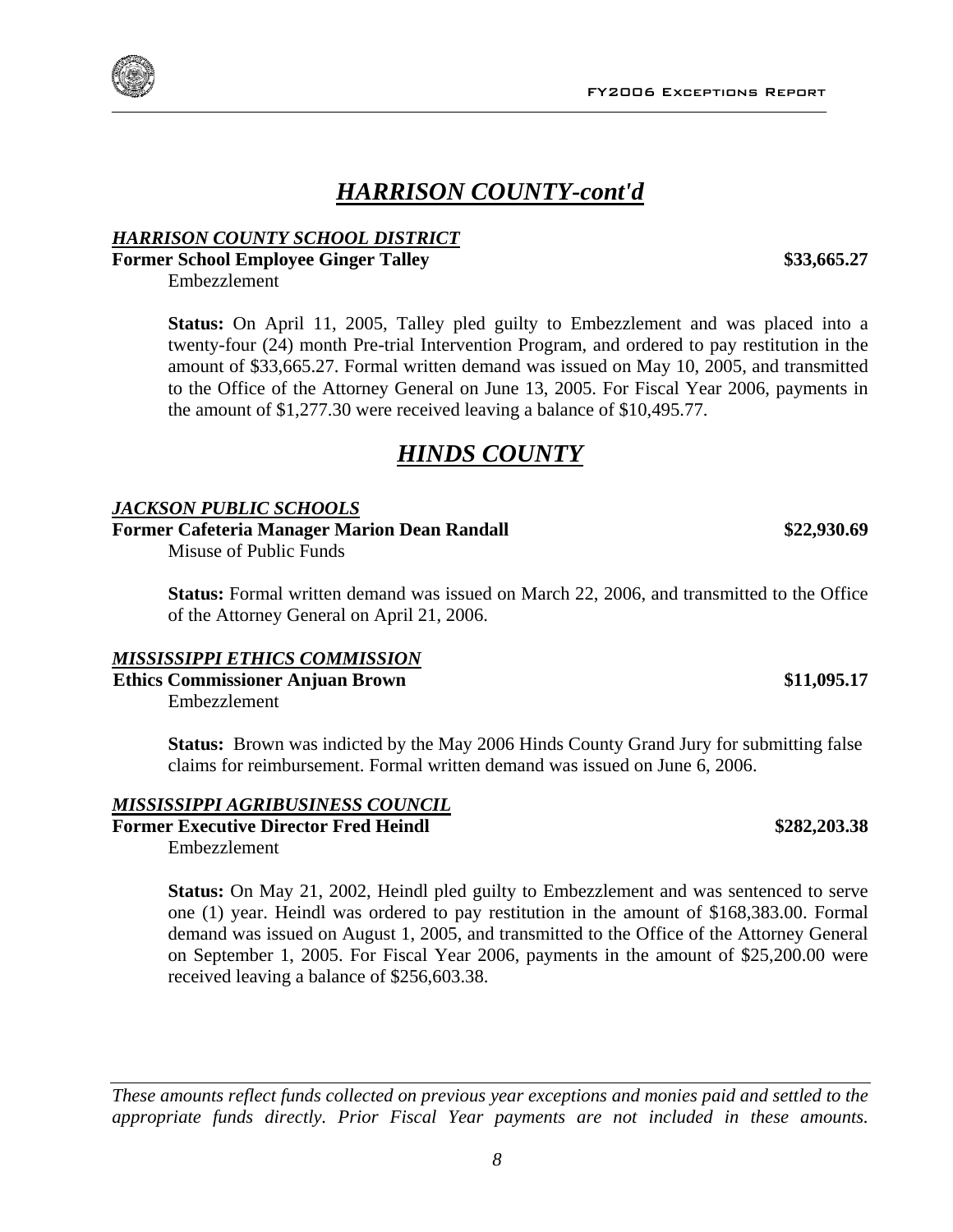# *HARRISON COUNTY-cont'd*

***HARRISON COUNTY SCHOOL DISTRICT***

**Former School Employee Ginger Talley** **$33,665.27**

Embezzlement

**Status:** On April 11, 2005, Talley pled guilty to Embezzlement and was placed into a twenty-four (24) month Pre-trial Intervention Program, and ordered to pay restitution in the amount of $33,665.27. Formal written demand was issued on May 10, 2005, and transmitted to the Office of the Attorney General on June 13, 2005. For Fiscal Year 2006, payments in the amount of $1,277.30 were received leaving a balance of $10,495.77.

# *HINDS COUNTY*

***JACKSON PUBLIC SCHOOLS***

**Former Cafeteria Manager Marion Dean Randall** **$22,930.69**

Misuse of Public Funds

**Status:** Formal written demand was issued on March 22, 2006, and transmitted to the Office of the Attorney General on April 21, 2006.

***MISSISSIPPI ETHICS COMMISSION***

**Ethics Commissioner Anjuan Brown** **$11,095.17**

Embezzlement

**Status:** Brown was indicted by the May 2006 Hinds County Grand Jury for submitting false claims for reimbursement. Formal written demand was issued on June 6, 2006.

***MISSISSIPPI AGRIBUSINESS COUNCIL***

**Former Executive Director Fred Heindl** **$282,203.38**

Embezzlement

**Status:** On May 21, 2002, Heindl pled guilty to Embezzlement and was sentenced to serve one (1) year. Heindl was ordered to pay restitution in the amount of $168,383.00. Formal demand was issued on August 1, 2005, and transmitted to the Office of the Attorney General on September 1, 2005. For Fiscal Year 2006, payments in the amount of $25,200.00 were received leaving a balance of $256,603.38.

---

*These amounts reflect funds collected on previous year exceptions and monies paid and settled to the appropriate funds directly. Prior Fiscal Year payments are not included in these amounts.*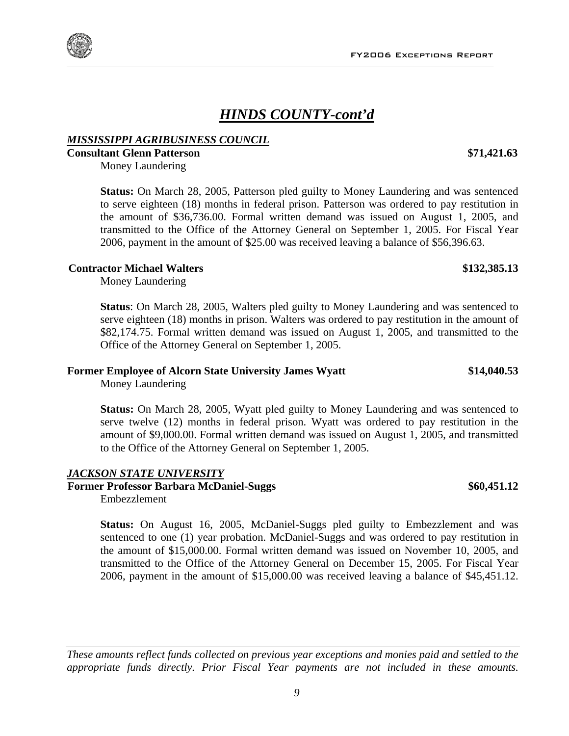# *HINDS COUNTY-cont'd*

***MISSISSIPPI AGRIBUSINESS COUNCIL***

**Consultant Glenn Patterson** **$71,421.63**

Money Laundering

**Status:** On March 28, 2005, Patterson pled guilty to Money Laundering and was sentenced to serve eighteen (18) months in federal prison. Patterson was ordered to pay restitution in the amount of $36,736.00. Formal written demand was issued on August 1, 2005, and transmitted to the Office of the Attorney General on September 1, 2005. For Fiscal Year 2006, payment in the amount of $25.00 was received leaving a balance of $56,396.63.

**Contractor Michael Walters** **$132,385.13**

Money Laundering

**Status**: On March 28, 2005, Walters pled guilty to Money Laundering and was sentenced to serve eighteen (18) months in prison. Walters was ordered to pay restitution in the amount of $82,174.75. Formal written demand was issued on August 1, 2005, and transmitted to the Office of the Attorney General on September 1, 2005.

**Former Employee of Alcorn State University James Wyatt** **$14,040.53**

Money Laundering

**Status:** On March 28, 2005, Wyatt pled guilty to Money Laundering and was sentenced to serve twelve (12) months in federal prison. Wyatt was ordered to pay restitution in the amount of $9,000.00. Formal written demand was issued on August 1, 2005, and transmitted to the Office of the Attorney General on September 1, 2005.

***JACKSON STATE UNIVERSITY***

**Former Professor Barbara McDaniel-Suggs** **$60,451.12**

Embezzlement

**Status:** On August 16, 2005, McDaniel-Suggs pled guilty to Embezzlement and was sentenced to one (1) year probation. McDaniel-Suggs and was ordered to pay restitution in the amount of $15,000.00. Formal written demand was issued on November 10, 2005, and transmitted to the Office of the Attorney General on December 15, 2005. For Fiscal Year 2006, payment in the amount of $15,000.00 was received leaving a balance of $45,451.12.

---

*These amounts reflect funds collected on previous year exceptions and monies paid and settled to the appropriate funds directly. Prior Fiscal Year payments are not included in these amounts.*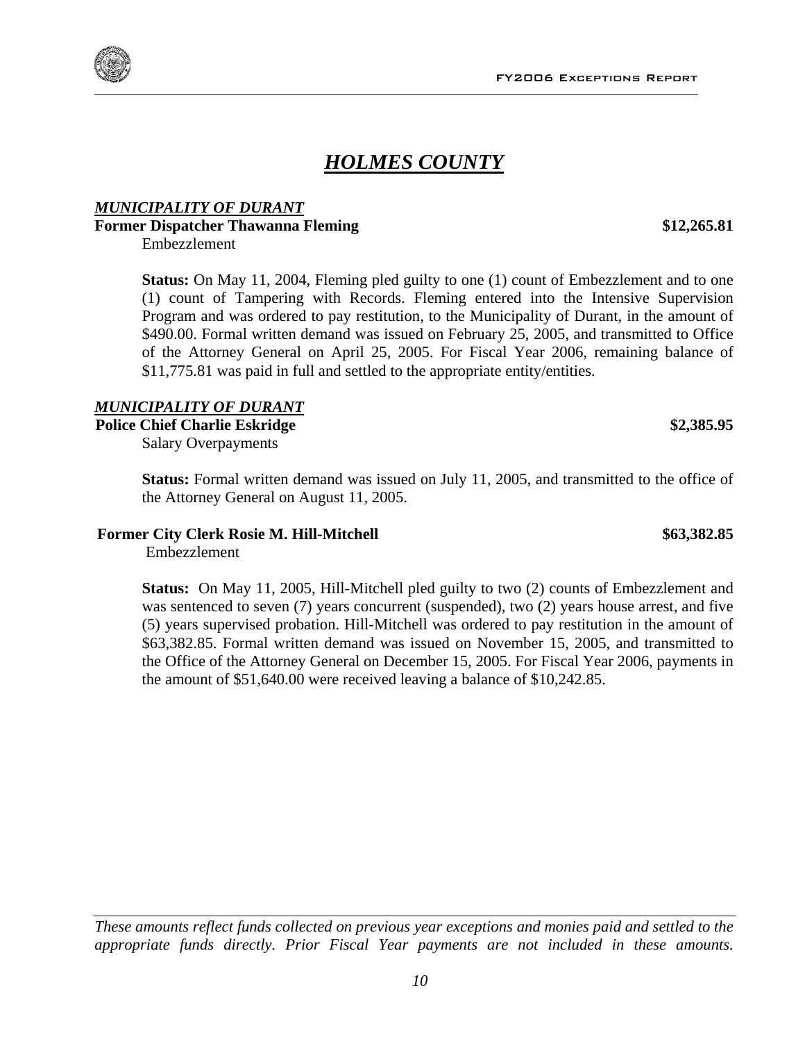# *HOLMES COUNTY*

***MUNICIPALITY OF DURANT***

**Former Dispatcher Thawanna Fleming** **$12,265.81**

Embezzlement

**Status:** On May 11, 2004, Fleming pled guilty to one (1) count of Embezzlement and to one (1) count of Tampering with Records. Fleming entered into the Intensive Supervision Program and was ordered to pay restitution, to the Municipality of Durant, in the amount of $490.00. Formal written demand was issued on February 25, 2005, and transmitted to Office of the Attorney General on April 25, 2005. For Fiscal Year 2006, remaining balance of $11,775.81 was paid in full and settled to the appropriate entity/entities.

***MUNICIPALITY OF DURANT***

**Police Chief Charlie Eskridge** **$2,385.95**

Salary Overpayments

**Status:** Formal written demand was issued on July 11, 2005, and transmitted to the office of the Attorney General on August 11, 2005.

**Former City Clerk Rosie M. Hill-Mitchell** **$63,382.85**

Embezzlement

**Status:** On May 11, 2005, Hill-Mitchell pled guilty to two (2) counts of Embezzlement and was sentenced to seven (7) years concurrent (suspended), two (2) years house arrest, and five (5) years supervised probation. Hill-Mitchell was ordered to pay restitution in the amount of $63,382.85. Formal written demand was issued on November 15, 2005, and transmitted to the Office of the Attorney General on December 15, 2005. For Fiscal Year 2006, payments in the amount of $51,640.00 were received leaving a balance of $10,242.85.

*These amounts reflect funds collected on previous year exceptions and monies paid and settled to the appropriate funds directly. Prior Fiscal Year payments are not included in these amounts.*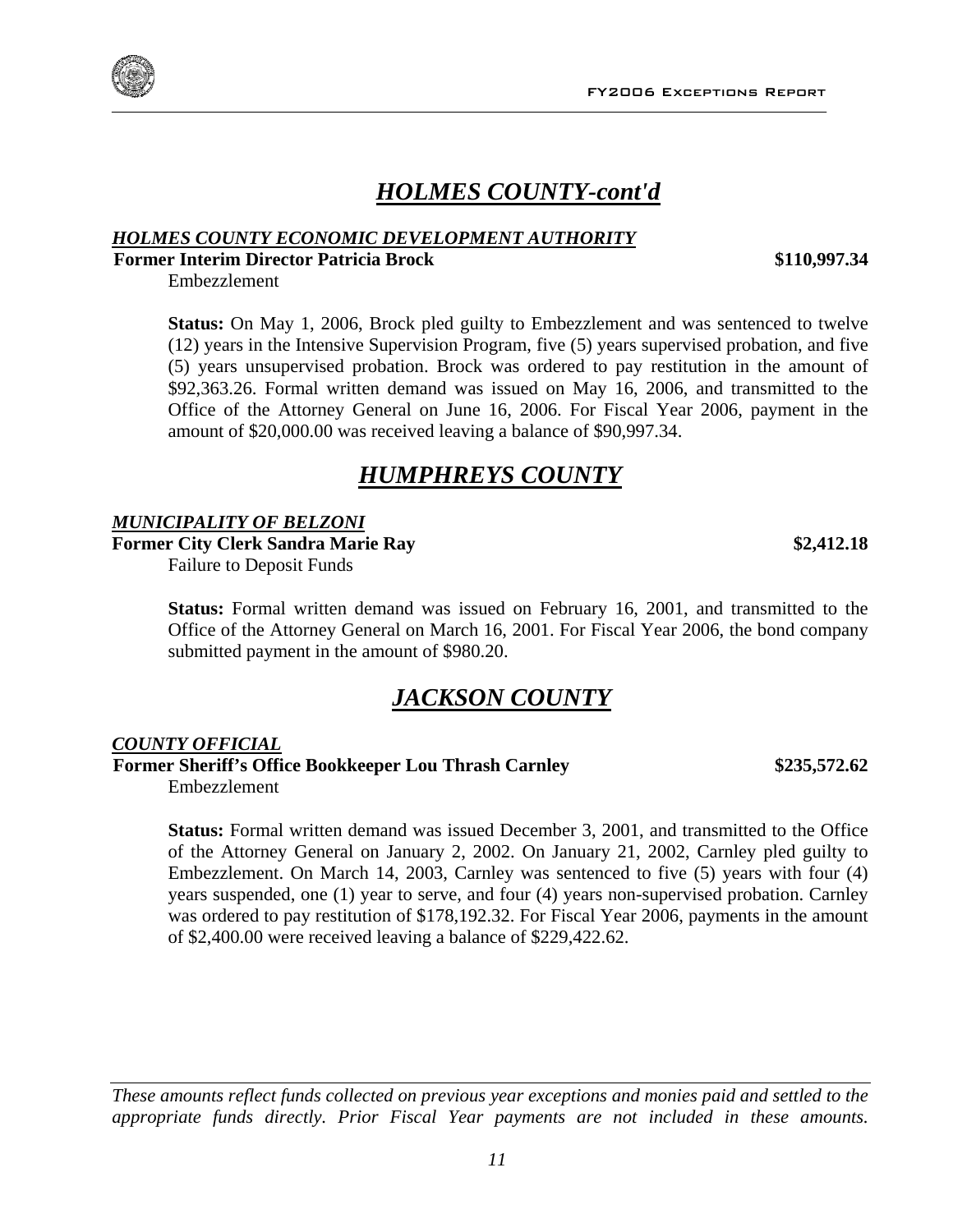# *HOLMES COUNTY-cont'd*

***HOLMES COUNTY ECONOMIC DEVELOPMENT AUTHORITY***

**Former Interim Director Patricia Brock** **\$110,997.34**

Embezzlement

**Status:** On May 1, 2006, Brock pled guilty to Embezzlement and was sentenced to twelve (12) years in the Intensive Supervision Program, five (5) years supervised probation, and five (5) years unsupervised probation. Brock was ordered to pay restitution in the amount of \$92,363.26. Formal written demand was issued on May 16, 2006, and transmitted to the Office of the Attorney General on June 16, 2006. For Fiscal Year 2006, payment in the amount of \$20,000.00 was received leaving a balance of \$90,997.34.

# *HUMPHREYS COUNTY*

***MUNICIPALITY OF BELZONI***

**Former City Clerk Sandra Marie Ray** **\$2,412.18**

Failure to Deposit Funds

**Status:** Formal written demand was issued on February 16, 2001, and transmitted to the Office of the Attorney General on March 16, 2001. For Fiscal Year 2006, the bond company submitted payment in the amount of \$980.20.

# *JACKSON COUNTY*

***COUNTY OFFICIAL***

**Former Sheriff's Office Bookkeeper Lou Thrash Carnley** **\$235,572.62**

Embezzlement

**Status:** Formal written demand was issued December 3, 2001, and transmitted to the Office of the Attorney General on January 2, 2002. On January 21, 2002, Carnley pled guilty to Embezzlement. On March 14, 2003, Carnley was sentenced to five (5) years with four (4) years suspended, one (1) year to serve, and four (4) years non-supervised probation. Carnley was ordered to pay restitution of \$178,192.32. For Fiscal Year 2006, payments in the amount of \$2,400.00 were received leaving a balance of \$229,422.62.

*These amounts reflect funds collected on previous year exceptions and monies paid and settled to the appropriate funds directly. Prior Fiscal Year payments are not included in these amounts.*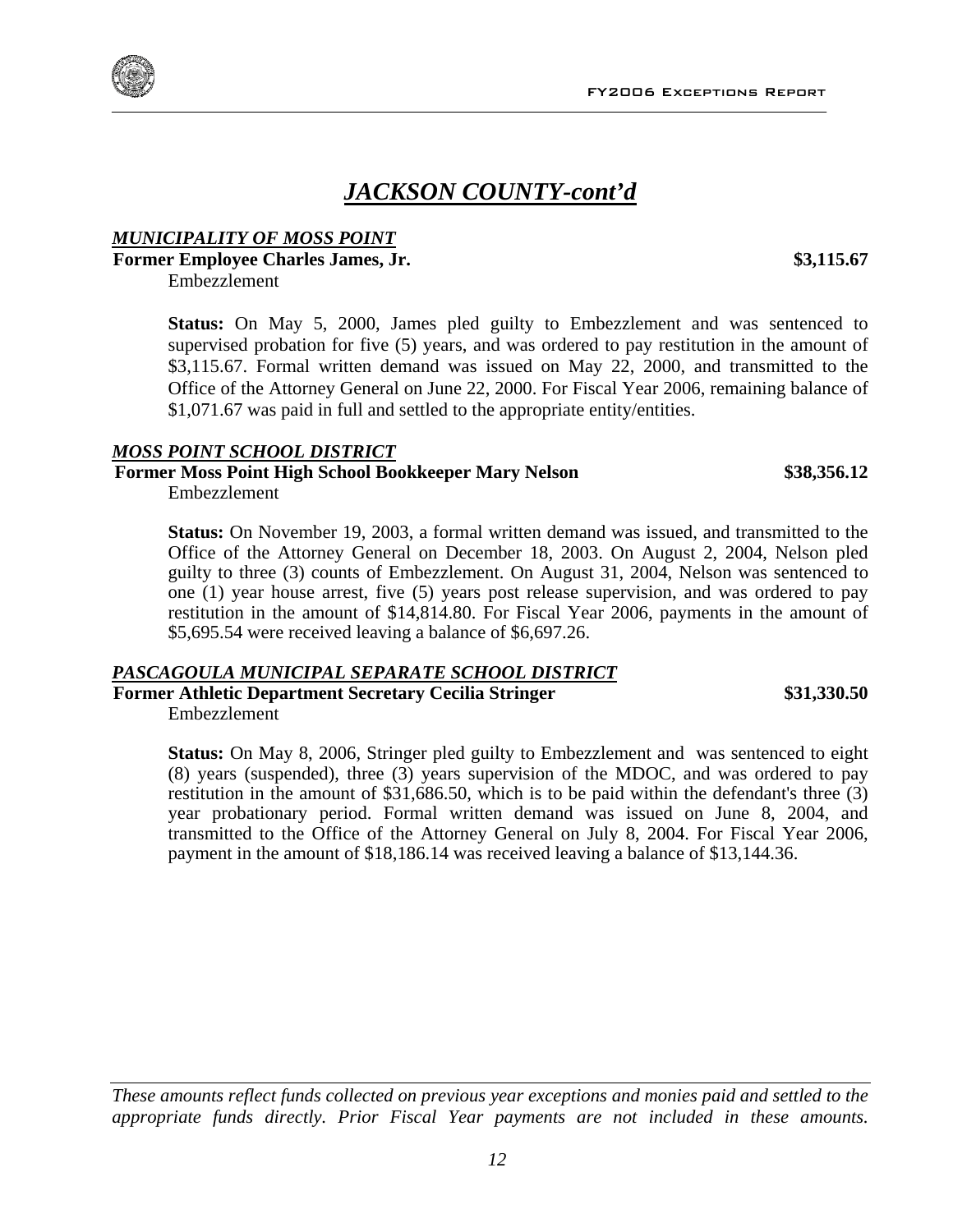# *JACKSON COUNTY-cont'd*

***MUNICIPALITY OF MOSS POINT***

**Former Employee Charles James, Jr.** **$3,115.67**

Embezzlement

**Status:** On May 5, 2000, James pled guilty to Embezzlement and was sentenced to supervised probation for five (5) years, and was ordered to pay restitution in the amount of $3,115.67. Formal written demand was issued on May 22, 2000, and transmitted to the Office of the Attorney General on June 22, 2000. For Fiscal Year 2006, remaining balance of $1,071.67 was paid in full and settled to the appropriate entity/entities.

***MOSS POINT SCHOOL DISTRICT***

**Former Moss Point High School Bookkeeper Mary Nelson** **$38,356.12**

Embezzlement

**Status:** On November 19, 2003, a formal written demand was issued, and transmitted to the Office of the Attorney General on December 18, 2003. On August 2, 2004, Nelson pled guilty to three (3) counts of Embezzlement. On August 31, 2004, Nelson was sentenced to one (1) year house arrest, five (5) years post release supervision, and was ordered to pay restitution in the amount of $14,814.80. For Fiscal Year 2006, payments in the amount of $5,695.54 were received leaving a balance of $6,697.26.

***PASCAGOULA MUNICIPAL SEPARATE SCHOOL DISTRICT***

**Former Athletic Department Secretary Cecilia Stringer** **$31,330.50**

Embezzlement

**Status:** On May 8, 2006, Stringer pled guilty to Embezzlement and was sentenced to eight (8) years (suspended), three (3) years supervision of the MDOC, and was ordered to pay restitution in the amount of $31,686.50, which is to be paid within the defendant's three (3) year probationary period. Formal written demand was issued on June 8, 2004, and transmitted to the Office of the Attorney General on July 8, 2004. For Fiscal Year 2006, payment in the amount of $18,186.14 was received leaving a balance of $13,144.36.

*These amounts reflect funds collected on previous year exceptions and monies paid and settled to the appropriate funds directly. Prior Fiscal Year payments are not included in these amounts.*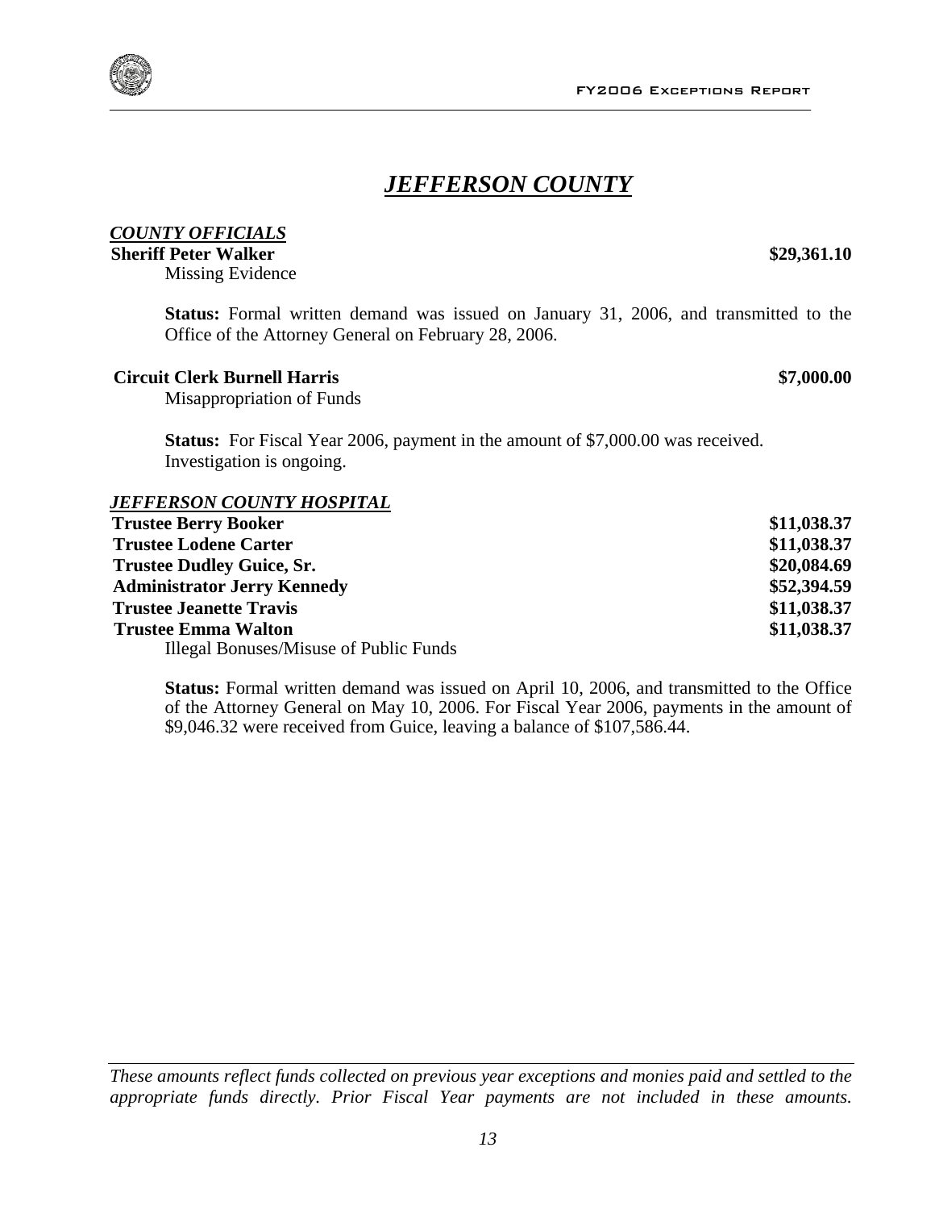# *JEFFERSON COUNTY*

***COUNTY OFFICIALS***

**Sheriff Peter Walker** **$29,361.10**

Missing Evidence

**Status:** Formal written demand was issued on January 31, 2006, and transmitted to the Office of the Attorney General on February 28, 2006.

**Circuit Clerk Burnell Harris** **$7,000.00**

Misappropriation of Funds

**Status:** For Fiscal Year 2006, payment in the amount of $7,000.00 was received. Investigation is ongoing.

***JEFFERSON COUNTY HOSPITAL***

| | |
|---|---|
| **Trustee Berry Booker** | **$11,038.37** |
| **Trustee Lodene Carter** | **$11,038.37** |
| **Trustee Dudley Guice, Sr.** | **$20,084.69** |
| **Administrator Jerry Kennedy** | **$52,394.59** |
| **Trustee Jeanette Travis** | **$11,038.37** |
| **Trustee Emma Walton** | **$11,038.37** |

Illegal Bonuses/Misuse of Public Funds

**Status:** Formal written demand was issued on April 10, 2006, and transmitted to the Office of the Attorney General on May 10, 2006. For Fiscal Year 2006, payments in the amount of $9,046.32 were received from Guice, leaving a balance of $107,586.44.

*These amounts reflect funds collected on previous year exceptions and monies paid and settled to the appropriate funds directly. Prior Fiscal Year payments are not included in these amounts.*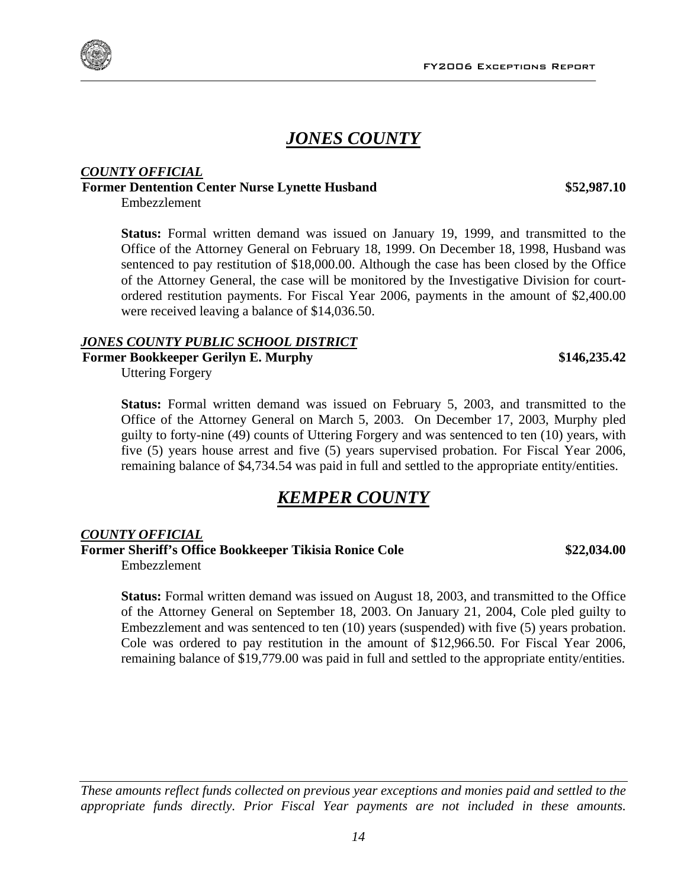# ***JONES COUNTY***

***COUNTY OFFICIAL***

**Former Dentention Center Nurse Lynette Husband** **$52,987.10**

Embezzlement

**Status:** Formal written demand was issued on January 19, 1999, and transmitted to the Office of the Attorney General on February 18, 1999. On December 18, 1998, Husband was sentenced to pay restitution of $18,000.00. Although the case has been closed by the Office of the Attorney General, the case will be monitored by the Investigative Division for court-ordered restitution payments. For Fiscal Year 2006, payments in the amount of $2,400.00 were received leaving a balance of $14,036.50.

***JONES COUNTY PUBLIC SCHOOL DISTRICT***

**Former Bookkeeper Gerilyn E. Murphy** **$146,235.42**

Uttering Forgery

**Status:** Formal written demand was issued on February 5, 2003, and transmitted to the Office of the Attorney General on March 5, 2003. On December 17, 2003, Murphy pled guilty to forty-nine (49) counts of Uttering Forgery and was sentenced to ten (10) years, with five (5) years house arrest and five (5) years supervised probation. For Fiscal Year 2006, remaining balance of $4,734.54 was paid in full and settled to the appropriate entity/entities.

# ***KEMPER COUNTY***

***COUNTY OFFICIAL***

**Former Sheriff's Office Bookkeeper Tikisia Ronice Cole** **$22,034.00**

Embezzlement

**Status:** Formal written demand was issued on August 18, 2003, and transmitted to the Office of the Attorney General on September 18, 2003. On January 21, 2004, Cole pled guilty to Embezzlement and was sentenced to ten (10) years (suspended) with five (5) years probation. Cole was ordered to pay restitution in the amount of $12,966.50. For Fiscal Year 2006, remaining balance of $19,779.00 was paid in full and settled to the appropriate entity/entities.

*These amounts reflect funds collected on previous year exceptions and monies paid and settled to the appropriate funds directly. Prior Fiscal Year payments are not included in these amounts.*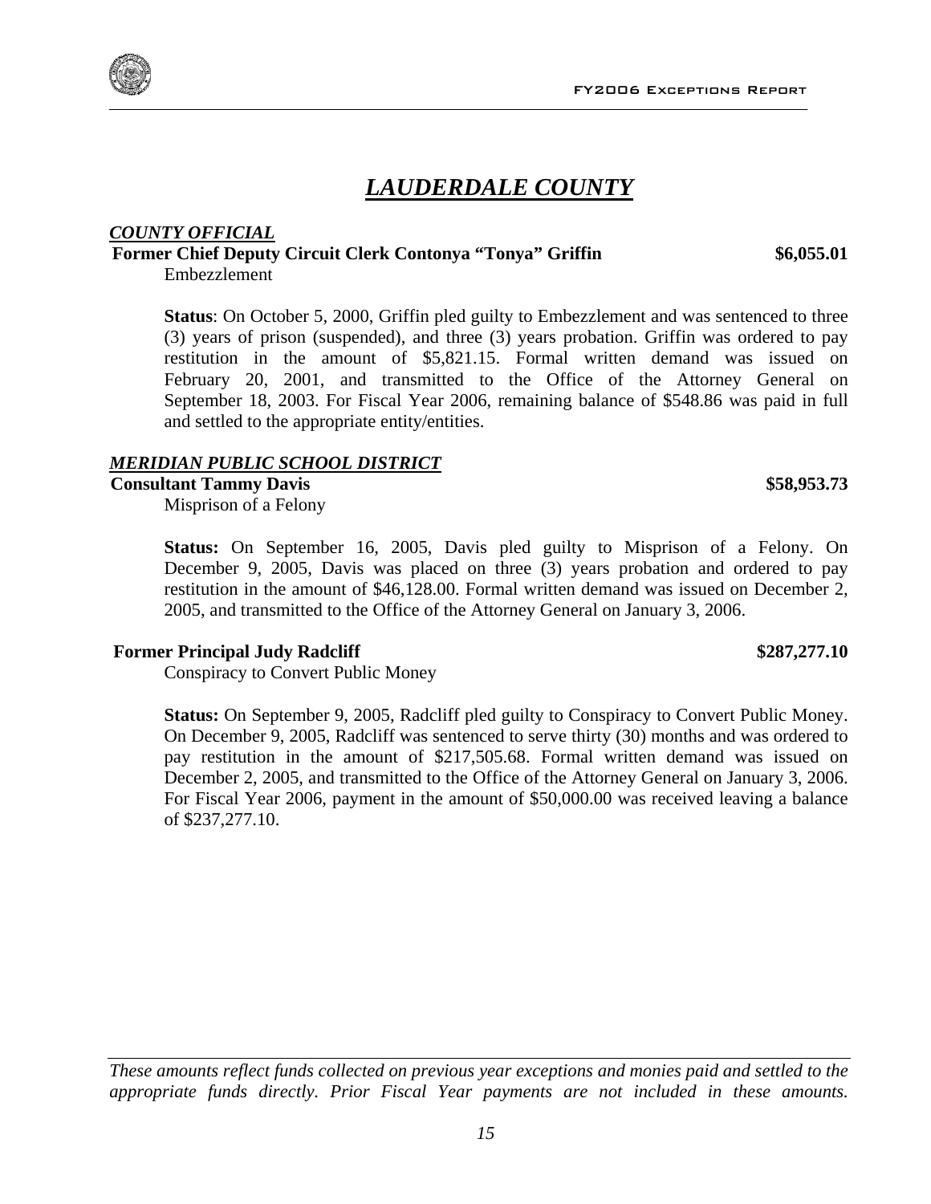# *LAUDERDALE COUNTY*

***COUNTY OFFICIAL***

**Former Chief Deputy Circuit Clerk Contonya "Tonya" Griffin** **$6,055.01**

Embezzlement

**Status**: On October 5, 2000, Griffin pled guilty to Embezzlement and was sentenced to three (3) years of prison (suspended), and three (3) years probation. Griffin was ordered to pay restitution in the amount of $5,821.15. Formal written demand was issued on February 20, 2001, and transmitted to the Office of the Attorney General on September 18, 2003. For Fiscal Year 2006, remaining balance of $548.86 was paid in full and settled to the appropriate entity/entities.

***MERIDIAN PUBLIC SCHOOL DISTRICT***

**Consultant Tammy Davis** **$58,953.73**

Misprison of a Felony

**Status:** On September 16, 2005, Davis pled guilty to Misprison of a Felony. On December 9, 2005, Davis was placed on three (3) years probation and ordered to pay restitution in the amount of $46,128.00. Formal written demand was issued on December 2, 2005, and transmitted to the Office of the Attorney General on January 3, 2006.

**Former Principal Judy Radcliff** **$287,277.10**

Conspiracy to Convert Public Money

**Status:** On September 9, 2005, Radcliff pled guilty to Conspiracy to Convert Public Money. On December 9, 2005, Radcliff was sentenced to serve thirty (30) months and was ordered to pay restitution in the amount of $217,505.68. Formal written demand was issued on December 2, 2005, and transmitted to the Office of the Attorney General on January 3, 2006. For Fiscal Year 2006, payment in the amount of $50,000.00 was received leaving a balance of $237,277.10.

*These amounts reflect funds collected on previous year exceptions and monies paid and settled to the appropriate funds directly. Prior Fiscal Year payments are not included in these amounts.*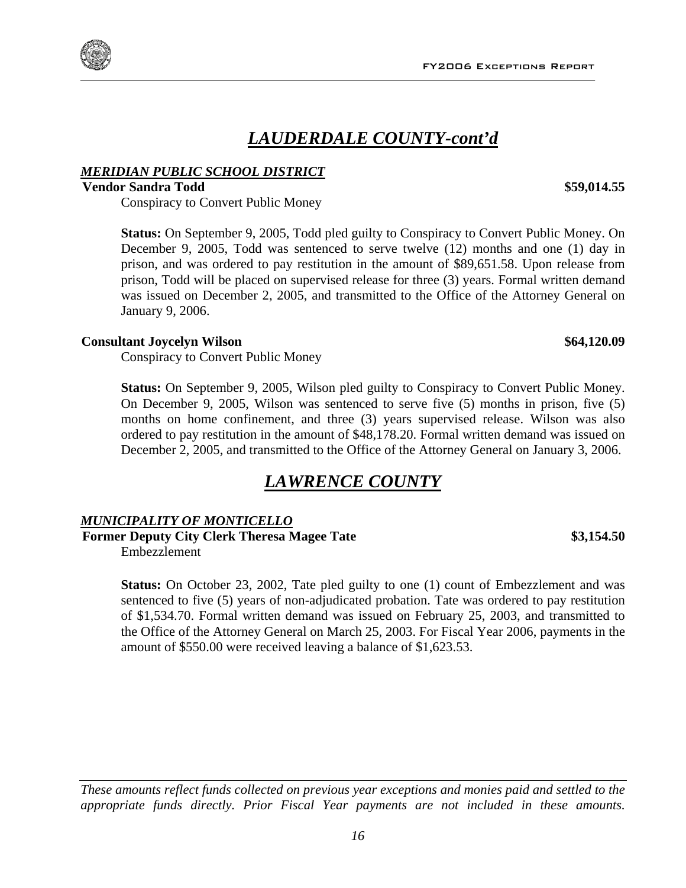# *LAUDERDALE COUNTY-cont'd*

***MERIDIAN PUBLIC SCHOOL DISTRICT***

**Vendor Sandra Todd** **$59,014.55**

Conspiracy to Convert Public Money

**Status:** On September 9, 2005, Todd pled guilty to Conspiracy to Convert Public Money. On December 9, 2005, Todd was sentenced to serve twelve (12) months and one (1) day in prison, and was ordered to pay restitution in the amount of $89,651.58. Upon release from prison, Todd will be placed on supervised release for three (3) years. Formal written demand was issued on December 2, 2005, and transmitted to the Office of the Attorney General on January 9, 2006.

**Consultant Joycelyn Wilson** **$64,120.09**

Conspiracy to Convert Public Money

**Status:** On September 9, 2005, Wilson pled guilty to Conspiracy to Convert Public Money. On December 9, 2005, Wilson was sentenced to serve five (5) months in prison, five (5) months on home confinement, and three (3) years supervised release. Wilson was also ordered to pay restitution in the amount of $48,178.20. Formal written demand was issued on December 2, 2005, and transmitted to the Office of the Attorney General on January 3, 2006.

# *LAWRENCE COUNTY*

***MUNICIPALITY OF MONTICELLO***

**Former Deputy City Clerk Theresa Magee Tate** **$3,154.50**

Embezzlement

**Status:** On October 23, 2002, Tate pled guilty to one (1) count of Embezzlement and was sentenced to five (5) years of non-adjudicated probation. Tate was ordered to pay restitution of $1,534.70. Formal written demand was issued on February 25, 2003, and transmitted to the Office of the Attorney General on March 25, 2003. For Fiscal Year 2006, payments in the amount of $550.00 were received leaving a balance of $1,623.53.

*These amounts reflect funds collected on previous year exceptions and monies paid and settled to the appropriate funds directly. Prior Fiscal Year payments are not included in these amounts.*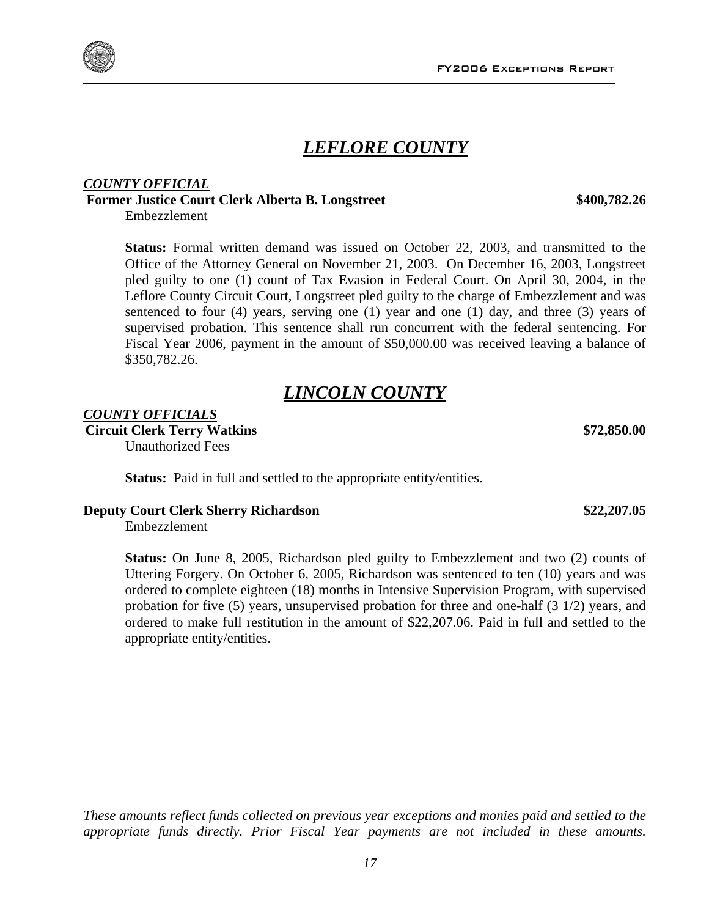## *LEFLORE COUNTY*

***COUNTY OFFICIAL***

**Former Justice Court Clerk Alberta B. Longstreet** **$400,782.26**

Embezzlement

**Status:** Formal written demand was issued on October 22, 2003, and transmitted to the Office of the Attorney General on November 21, 2003. On December 16, 2003, Longstreet pled guilty to one (1) count of Tax Evasion in Federal Court. On April 30, 2004, in the Leflore County Circuit Court, Longstreet pled guilty to the charge of Embezzlement and was sentenced to four (4) years, serving one (1) year and one (1) day, and three (3) years of supervised probation. This sentence shall run concurrent with the federal sentencing. For Fiscal Year 2006, payment in the amount of $50,000.00 was received leaving a balance of $350,782.26.

## *LINCOLN COUNTY*

***COUNTY OFFICIALS***

**Circuit Clerk Terry Watkins** **$72,850.00**

Unauthorized Fees

**Status:** Paid in full and settled to the appropriate entity/entities.

**Deputy Court Clerk Sherry Richardson** **$22,207.05**

Embezzlement

**Status:** On June 8, 2005, Richardson pled guilty to Embezzlement and two (2) counts of Uttering Forgery. On October 6, 2005, Richardson was sentenced to ten (10) years and was ordered to complete eighteen (18) months in Intensive Supervision Program, with supervised probation for five (5) years, unsupervised probation for three and one-half (3 1/2) years, and ordered to make full restitution in the amount of $22,207.06. Paid in full and settled to the appropriate entity/entities.

*These amounts reflect funds collected on previous year exceptions and monies paid and settled to the appropriate funds directly. Prior Fiscal Year payments are not included in these amounts.*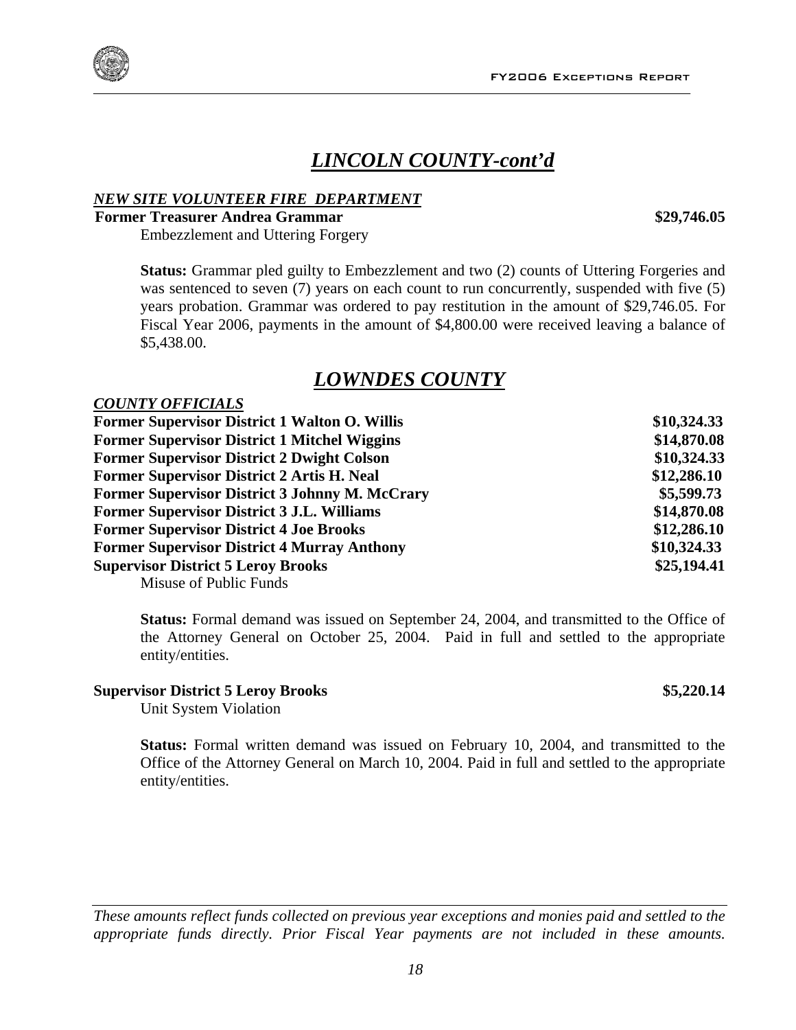# *LINCOLN COUNTY-cont'd*

***NEW SITE VOLUNTEER FIRE DEPARTMENT***

**Former Treasurer Andrea Grammar** **$29,746.05**

Embezzlement and Uttering Forgery

**Status:** Grammar pled guilty to Embezzlement and two (2) counts of Uttering Forgeries and was sentenced to seven (7) years on each count to run concurrently, suspended with five (5) years probation. Grammar was ordered to pay restitution in the amount of $29,746.05. For Fiscal Year 2006, payments in the amount of $4,800.00 were received leaving a balance of $5,438.00.

# *LOWNDES COUNTY*

***COUNTY OFFICIALS***

| | |
|---|---|
| **Former Supervisor District 1 Walton O. Willis** | **$10,324.33** |
| **Former Supervisor District 1 Mitchel Wiggins** | **$14,870.08** |
| **Former Supervisor District 2 Dwight Colson** | **$10,324.33** |
| **Former Supervisor District 2 Artis H. Neal** | **$12,286.10** |
| **Former Supervisor District 3 Johnny M. McCrary** | **$5,599.73** |
| **Former Supervisor District 3 J.L. Williams** | **$14,870.08** |
| **Former Supervisor District 4 Joe Brooks** | **$12,286.10** |
| **Former Supervisor District 4 Murray Anthony** | **$10,324.33** |
| **Supervisor District 5 Leroy Brooks** | **$25,194.41** |

Misuse of Public Funds

**Status:** Formal demand was issued on September 24, 2004, and transmitted to the Office of the Attorney General on October 25, 2004. Paid in full and settled to the appropriate entity/entities.

**Supervisor District 5 Leroy Brooks** **$5,220.14**

Unit System Violation

**Status:** Formal written demand was issued on February 10, 2004, and transmitted to the Office of the Attorney General on March 10, 2004. Paid in full and settled to the appropriate entity/entities.

*These amounts reflect funds collected on previous year exceptions and monies paid and settled to the appropriate funds directly. Prior Fiscal Year payments are not included in these amounts.*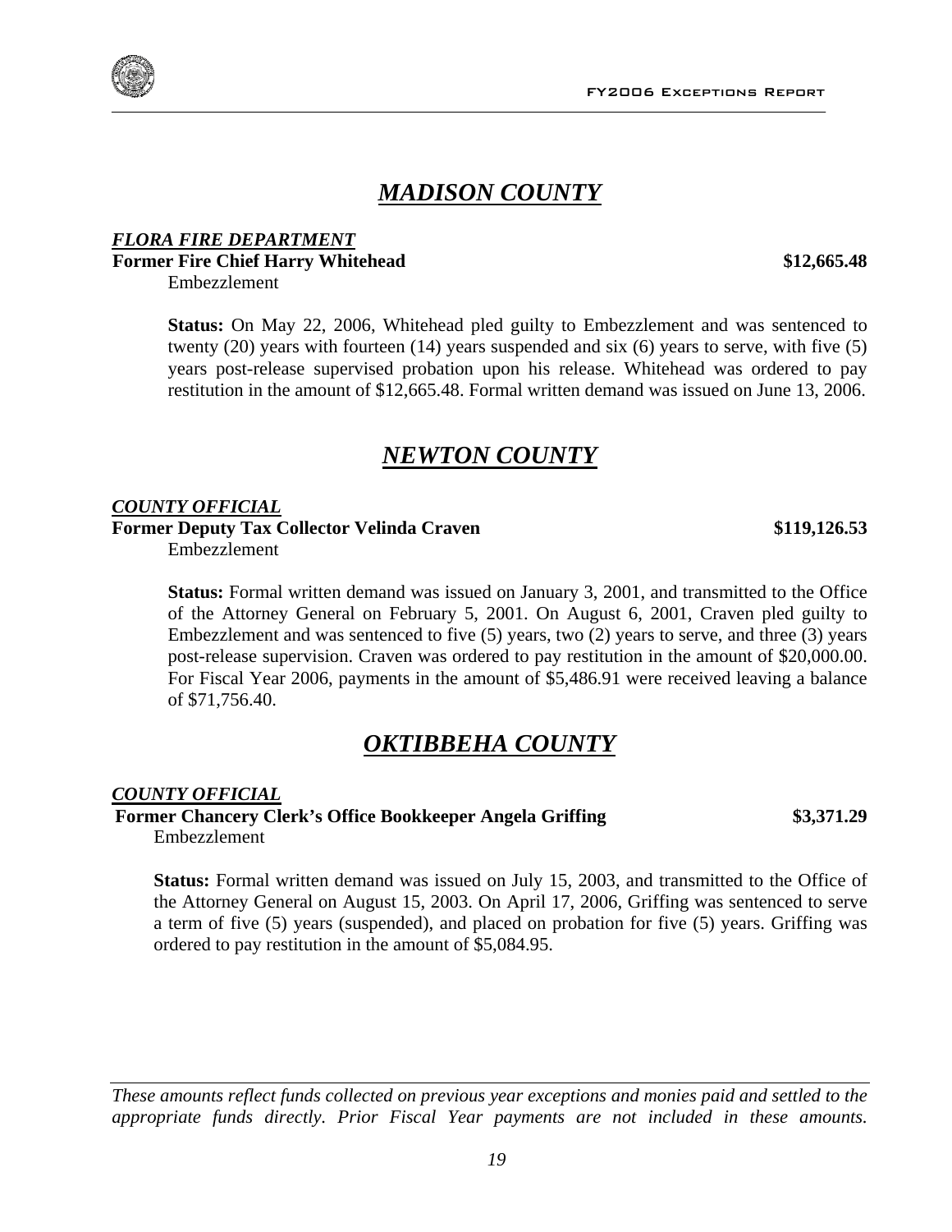# *MADISON COUNTY*

***FLORA FIRE DEPARTMENT***

**Former Fire Chief Harry Whitehead** **$12,665.48**

Embezzlement

**Status:** On May 22, 2006, Whitehead pled guilty to Embezzlement and was sentenced to twenty (20) years with fourteen (14) years suspended and six (6) years to serve, with five (5) years post-release supervised probation upon his release. Whitehead was ordered to pay restitution in the amount of $12,665.48. Formal written demand was issued on June 13, 2006.

# *NEWTON COUNTY*

***COUNTY OFFICIAL***

**Former Deputy Tax Collector Velinda Craven** **$119,126.53**

Embezzlement

**Status:** Formal written demand was issued on January 3, 2001, and transmitted to the Office of the Attorney General on February 5, 2001. On August 6, 2001, Craven pled guilty to Embezzlement and was sentenced to five (5) years, two (2) years to serve, and three (3) years post-release supervision. Craven was ordered to pay restitution in the amount of $20,000.00. For Fiscal Year 2006, payments in the amount of $5,486.91 were received leaving a balance of $71,756.40.

# *OKTIBBEHA COUNTY*

***COUNTY OFFICIAL***

**Former Chancery Clerk's Office Bookkeeper Angela Griffing** **$3,371.29**

Embezzlement

**Status:** Formal written demand was issued on July 15, 2003, and transmitted to the Office of the Attorney General on August 15, 2003. On April 17, 2006, Griffing was sentenced to serve a term of five (5) years (suspended), and placed on probation for five (5) years. Griffing was ordered to pay restitution in the amount of $5,084.95.

*These amounts reflect funds collected on previous year exceptions and monies paid and settled to the appropriate funds directly. Prior Fiscal Year payments are not included in these amounts.*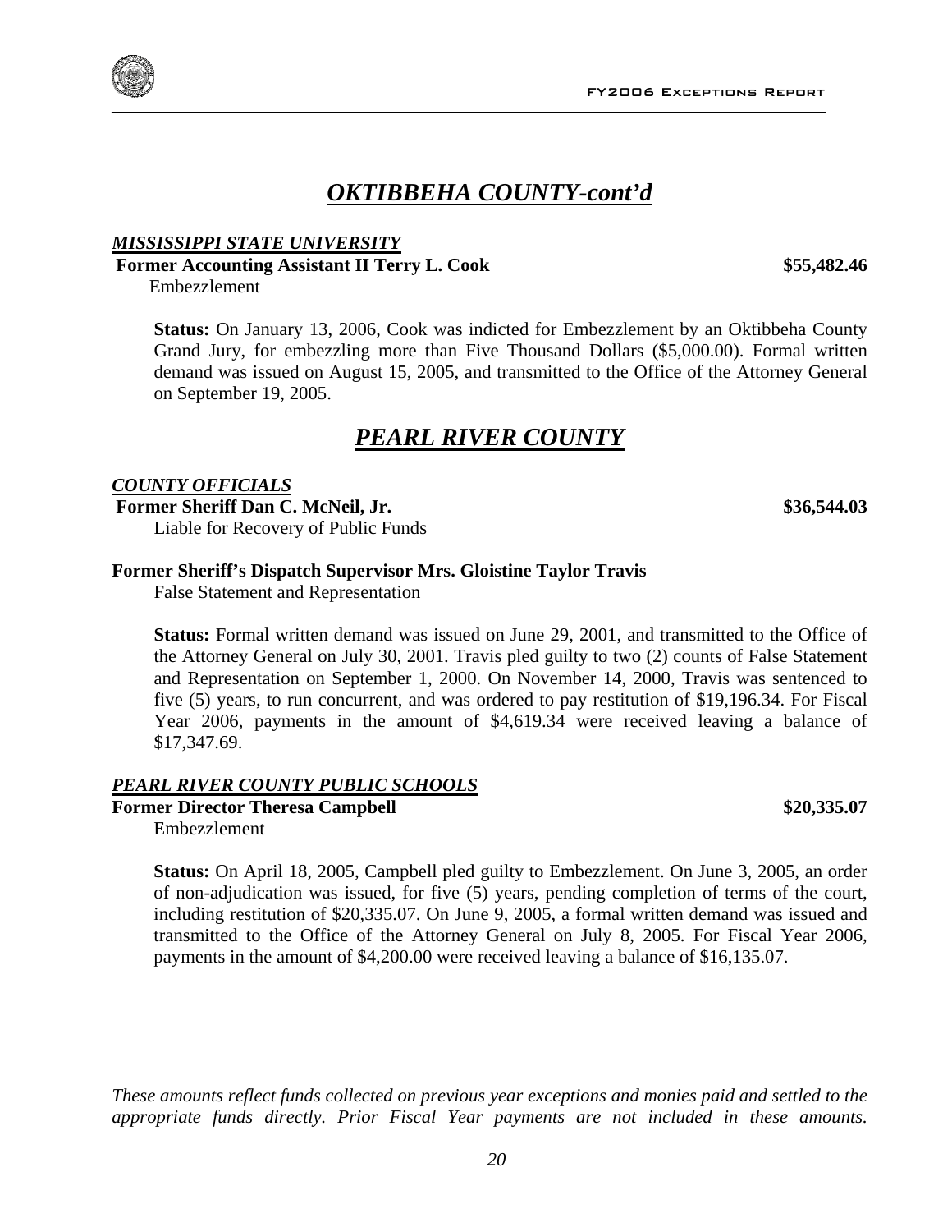# *OKTIBBEHA COUNTY-cont'd*

***MISSISSIPPI STATE UNIVERSITY***

**Former Accounting Assistant II Terry L. Cook** **$55,482.46**

Embezzlement

**Status:** On January 13, 2006, Cook was indicted for Embezzlement by an Oktibbeha County Grand Jury, for embezzling more than Five Thousand Dollars ($5,000.00). Formal written demand was issued on August 15, 2005, and transmitted to the Office of the Attorney General on September 19, 2005.

# *PEARL RIVER COUNTY*

***COUNTY OFFICIALS***

**Former Sheriff Dan C. McNeil, Jr.** **$36,544.03**

Liable for Recovery of Public Funds

**Former Sheriff's Dispatch Supervisor Mrs. Gloistine Taylor Travis**

False Statement and Representation

**Status:** Formal written demand was issued on June 29, 2001, and transmitted to the Office of the Attorney General on July 30, 2001. Travis pled guilty to two (2) counts of False Statement and Representation on September 1, 2000. On November 14, 2000, Travis was sentenced to five (5) years, to run concurrent, and was ordered to pay restitution of $19,196.34. For Fiscal Year 2006, payments in the amount of $4,619.34 were received leaving a balance of $17,347.69.

***PEARL RIVER COUNTY PUBLIC SCHOOLS***

**Former Director Theresa Campbell** **$20,335.07**

Embezzlement

**Status:** On April 18, 2005, Campbell pled guilty to Embezzlement. On June 3, 2005, an order of non-adjudication was issued, for five (5) years, pending completion of terms of the court, including restitution of $20,335.07. On June 9, 2005, a formal written demand was issued and transmitted to the Office of the Attorney General on July 8, 2005. For Fiscal Year 2006, payments in the amount of $4,200.00 were received leaving a balance of $16,135.07.

*These amounts reflect funds collected on previous year exceptions and monies paid and settled to the appropriate funds directly. Prior Fiscal Year payments are not included in these amounts.*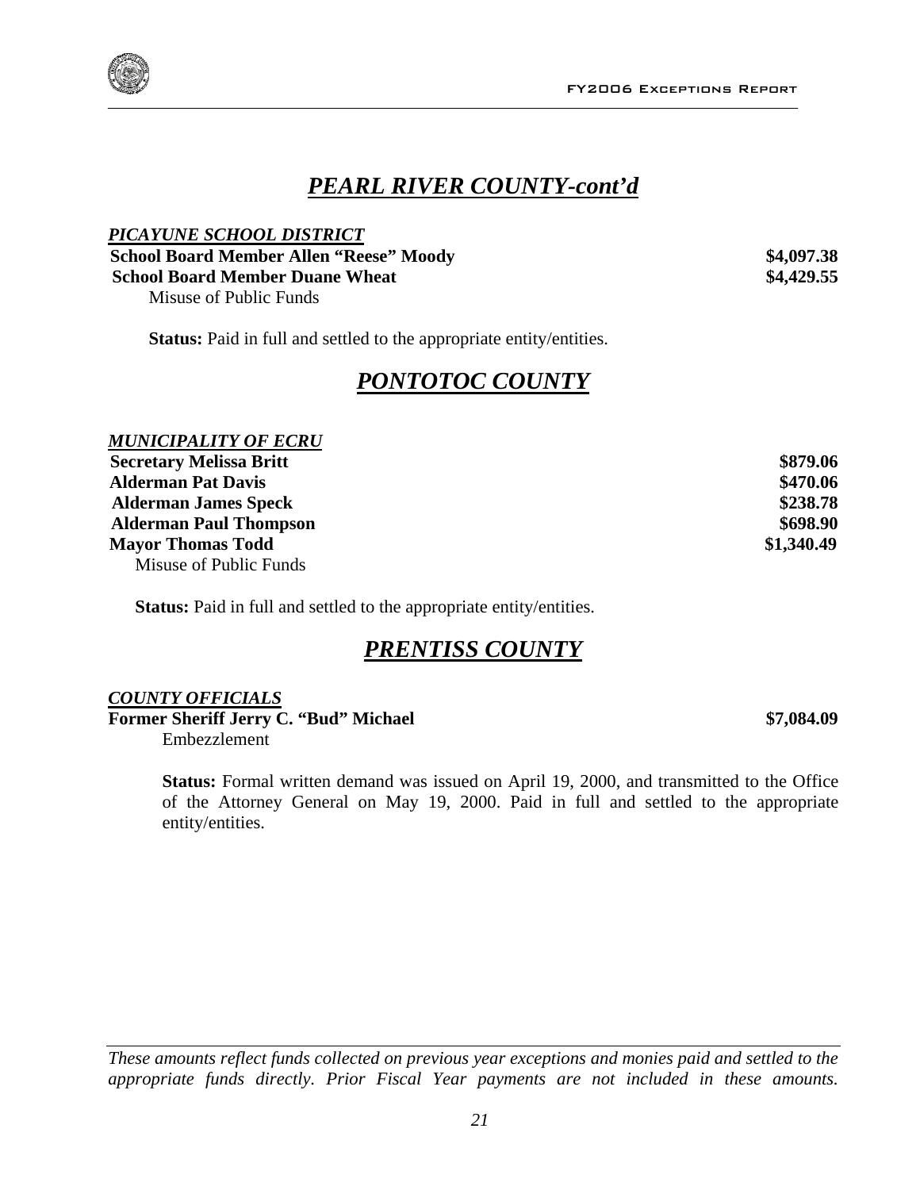# *PEARL RIVER COUNTY-cont'd*

***PICAYUNE SCHOOL DISTRICT***

| | |
|---|---|
| **School Board Member Allen "Reese" Moody** | **$4,097.38** |
| **School Board Member Duane Wheat** | **$4,429.55** |

Misuse of Public Funds

**Status:** Paid in full and settled to the appropriate entity/entities.

# *PONTOTOC COUNTY*

***MUNICIPALITY OF ECRU***

| | |
|---|---|
| **Secretary Melissa Britt** | **$879.06** |
| **Alderman Pat Davis** | **$470.06** |
| **Alderman James Speck** | **$238.78** |
| **Alderman Paul Thompson** | **$698.90** |
| **Mayor Thomas Todd** | **$1,340.49** |

Misuse of Public Funds

**Status:** Paid in full and settled to the appropriate entity/entities.

# *PRENTISS COUNTY*

***COUNTY OFFICIALS***

| | |
|---|---|
| **Former Sheriff Jerry C. "Bud" Michael** | **$7,084.09** |

Embezzlement

**Status:** Formal written demand was issued on April 19, 2000, and transmitted to the Office of the Attorney General on May 19, 2000. Paid in full and settled to the appropriate entity/entities.

*These amounts reflect funds collected on previous year exceptions and monies paid and settled to the appropriate funds directly. Prior Fiscal Year payments are not included in these amounts.*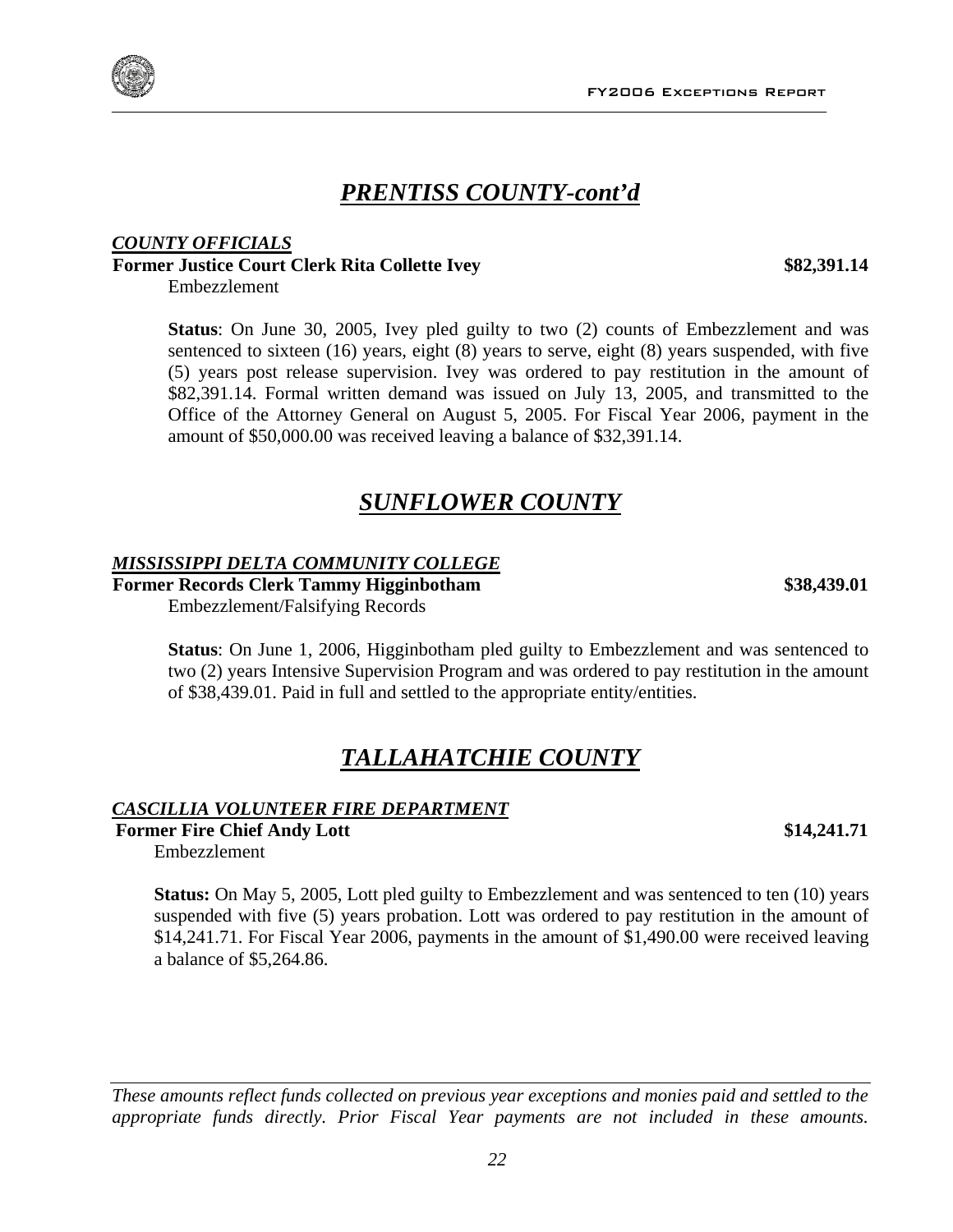# *PRENTISS COUNTY-cont'd*

***COUNTY OFFICIALS***

**Former Justice Court Clerk Rita Collette Ivey** **$82,391.14**

Embezzlement

**Status**: On June 30, 2005, Ivey pled guilty to two (2) counts of Embezzlement and was sentenced to sixteen (16) years, eight (8) years to serve, eight (8) years suspended, with five (5) years post release supervision. Ivey was ordered to pay restitution in the amount of $82,391.14. Formal written demand was issued on July 13, 2005, and transmitted to the Office of the Attorney General on August 5, 2005. For Fiscal Year 2006, payment in the amount of $50,000.00 was received leaving a balance of $32,391.14.

# *SUNFLOWER COUNTY*

***MISSISSIPPI DELTA COMMUNITY COLLEGE***

**Former Records Clerk Tammy Higginbotham** **$38,439.01**

Embezzlement/Falsifying Records

**Status**: On June 1, 2006, Higginbotham pled guilty to Embezzlement and was sentenced to two (2) years Intensive Supervision Program and was ordered to pay restitution in the amount of $38,439.01. Paid in full and settled to the appropriate entity/entities.

# *TALLAHATCHIE COUNTY*

***CASCILLIA VOLUNTEER FIRE DEPARTMENT***

**Former Fire Chief Andy Lott** **$14,241.71**

Embezzlement

**Status:** On May 5, 2005, Lott pled guilty to Embezzlement and was sentenced to ten (10) years suspended with five (5) years probation. Lott was ordered to pay restitution in the amount of $14,241.71. For Fiscal Year 2006, payments in the amount of $1,490.00 were received leaving a balance of $5,264.86.

*These amounts reflect funds collected on previous year exceptions and monies paid and settled to the appropriate funds directly. Prior Fiscal Year payments are not included in these amounts.*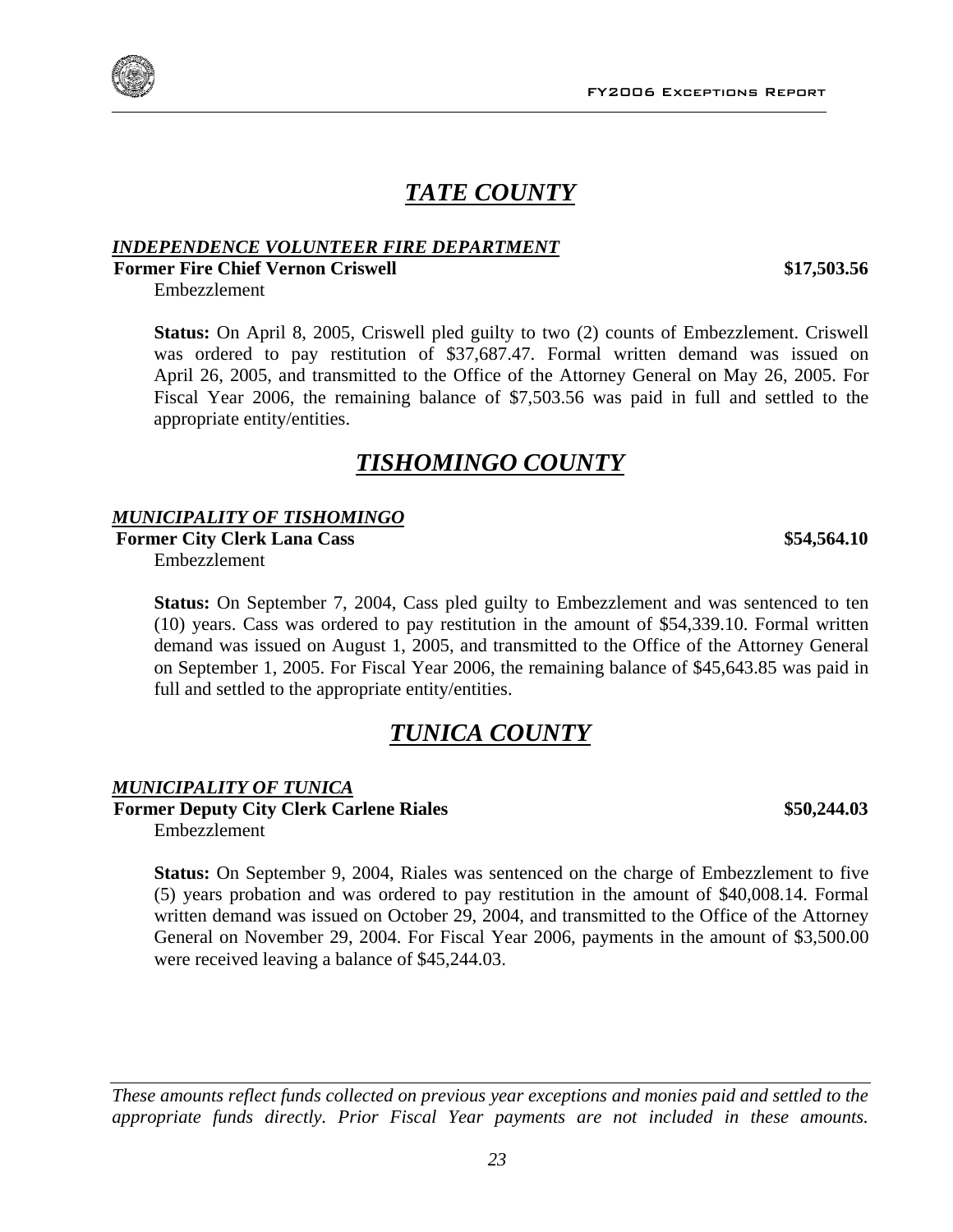# *TATE COUNTY*

***INDEPENDENCE VOLUNTEER FIRE DEPARTMENT***

**Former Fire Chief Vernon Criswell** **$17,503.56**

Embezzlement

**Status:** On April 8, 2005, Criswell pled guilty to two (2) counts of Embezzlement. Criswell was ordered to pay restitution of $37,687.47. Formal written demand was issued on April 26, 2005, and transmitted to the Office of the Attorney General on May 26, 2005. For Fiscal Year 2006, the remaining balance of $7,503.56 was paid in full and settled to the appropriate entity/entities.

# *TISHOMINGO COUNTY*

***MUNICIPALITY OF TISHOMINGO***

**Former City Clerk Lana Cass** **$54,564.10**

Embezzlement

**Status:** On September 7, 2004, Cass pled guilty to Embezzlement and was sentenced to ten (10) years. Cass was ordered to pay restitution in the amount of $54,339.10. Formal written demand was issued on August 1, 2005, and transmitted to the Office of the Attorney General on September 1, 2005. For Fiscal Year 2006, the remaining balance of $45,643.85 was paid in full and settled to the appropriate entity/entities.

# *TUNICA COUNTY*

***MUNICIPALITY OF TUNICA***

**Former Deputy City Clerk Carlene Riales** **$50,244.03**

Embezzlement

**Status:** On September 9, 2004, Riales was sentenced on the charge of Embezzlement to five (5) years probation and was ordered to pay restitution in the amount of $40,008.14. Formal written demand was issued on October 29, 2004, and transmitted to the Office of the Attorney General on November 29, 2004. For Fiscal Year 2006, payments in the amount of $3,500.00 were received leaving a balance of $45,244.03.

*These amounts reflect funds collected on previous year exceptions and monies paid and settled to the appropriate funds directly. Prior Fiscal Year payments are not included in these amounts.*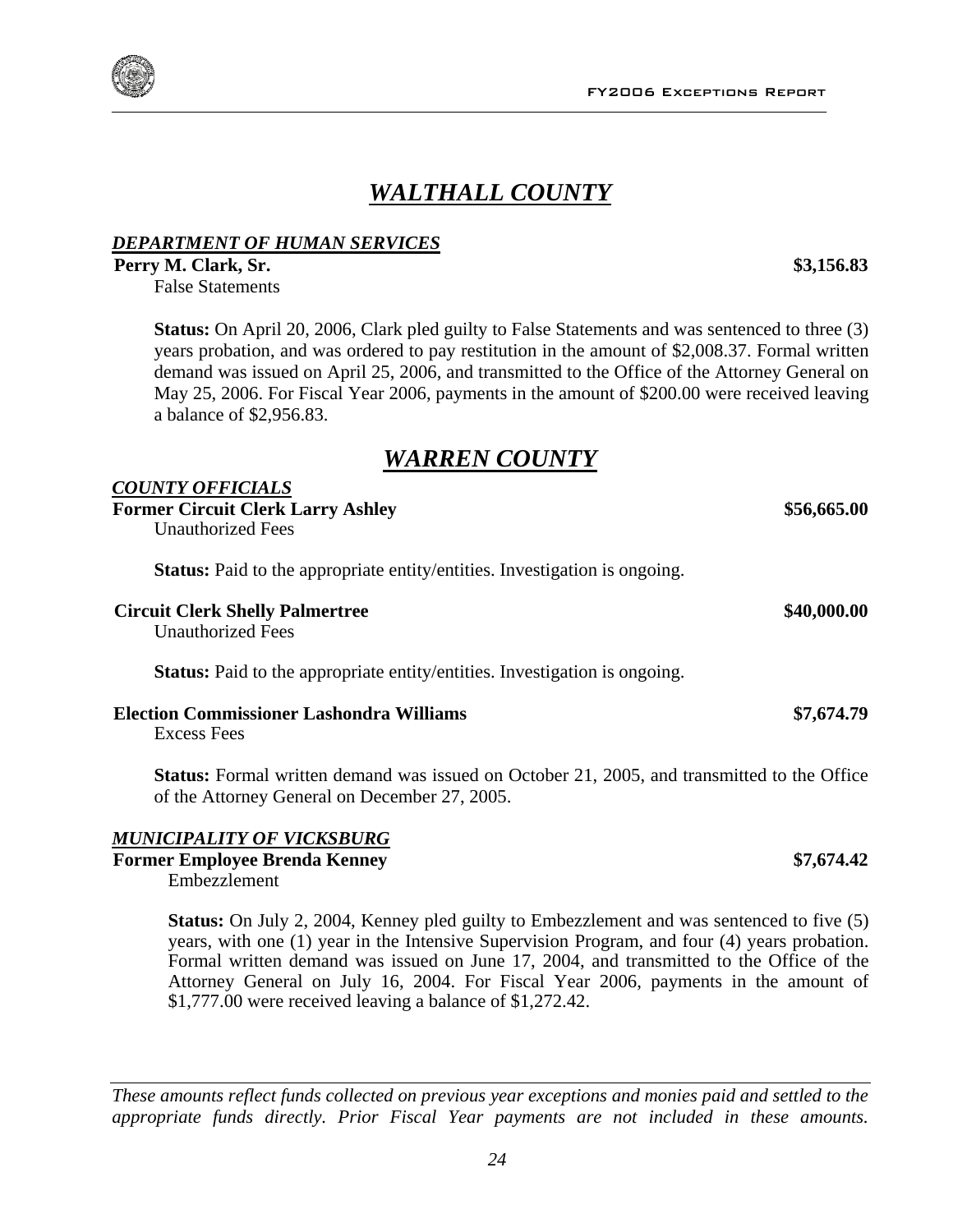# *WALTHALL COUNTY*

## *DEPARTMENT OF HUMAN SERVICES*

**Perry M. Clark, Sr.** **$3,156.83**
False Statements

**Status:** On April 20, 2006, Clark pled guilty to False Statements and was sentenced to three (3) years probation, and was ordered to pay restitution in the amount of $2,008.37. Formal written demand was issued on April 25, 2006, and transmitted to the Office of the Attorney General on May 25, 2006. For Fiscal Year 2006, payments in the amount of $200.00 were received leaving a balance of $2,956.83.

# *WARREN COUNTY*

## *COUNTY OFFICIALS*

**Former Circuit Clerk Larry Ashley** **$56,665.00**
Unauthorized Fees

**Status:** Paid to the appropriate entity/entities. Investigation is ongoing.

**Circuit Clerk Shelly Palmertree** **$40,000.00**
Unauthorized Fees

**Status:** Paid to the appropriate entity/entities. Investigation is ongoing.

**Election Commissioner Lashondra Williams** **$7,674.79**
Excess Fees

**Status:** Formal written demand was issued on October 21, 2005, and transmitted to the Office of the Attorney General on December 27, 2005.

## *MUNICIPALITY OF VICKSBURG*

**Former Employee Brenda Kenney** **$7,674.42**
Embezzlement

**Status:** On July 2, 2004, Kenney pled guilty to Embezzlement and was sentenced to five (5) years, with one (1) year in the Intensive Supervision Program, and four (4) years probation. Formal written demand was issued on June 17, 2004, and transmitted to the Office of the Attorney General on July 16, 2004. For Fiscal Year 2006, payments in the amount of $1,777.00 were received leaving a balance of $1,272.42.

*These amounts reflect funds collected on previous year exceptions and monies paid and settled to the appropriate funds directly. Prior Fiscal Year payments are not included in these amounts.*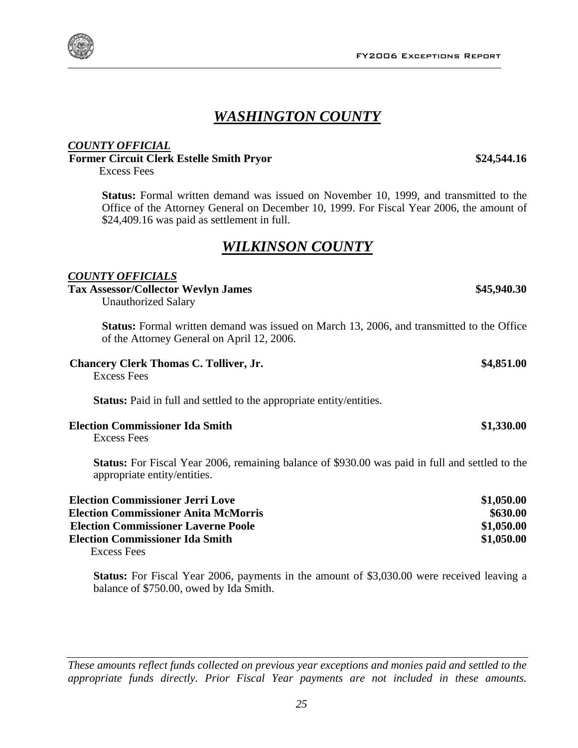# *WASHINGTON COUNTY*

***COUNTY OFFICIAL***

**Former Circuit Clerk Estelle Smith Pryor** **$24,544.16**

Excess Fees

**Status:** Formal written demand was issued on November 10, 1999, and transmitted to the Office of the Attorney General on December 10, 1999. For Fiscal Year 2006, the amount of $24,409.16 was paid as settlement in full.

# *WILKINSON COUNTY*

***COUNTY OFFICIALS***

**Tax Assessor/Collector Wevlyn James** **$45,940.30**

Unauthorized Salary

**Status:** Formal written demand was issued on March 13, 2006, and transmitted to the Office of the Attorney General on April 12, 2006.

**Chancery Clerk Thomas C. Tolliver, Jr.** **$4,851.00**

Excess Fees

**Status:** Paid in full and settled to the appropriate entity/entities.

**Election Commissioner Ida Smith** **$1,330.00**

Excess Fees

**Status:** For Fiscal Year 2006, remaining balance of $930.00 was paid in full and settled to the appropriate entity/entities.

**Election Commissioner Jerri Love** **$1,050.00**
**Election Commissioner Anita McMorris** **$630.00**
**Election Commissioner Laverne Poole** **$1,050.00**
**Election Commissioner Ida Smith** **$1,050.00**

Excess Fees

**Status:** For Fiscal Year 2006, payments in the amount of $3,030.00 were received leaving a balance of $750.00, owed by Ida Smith.

*These amounts reflect funds collected on previous year exceptions and monies paid and settled to the appropriate funds directly. Prior Fiscal Year payments are not included in these amounts.*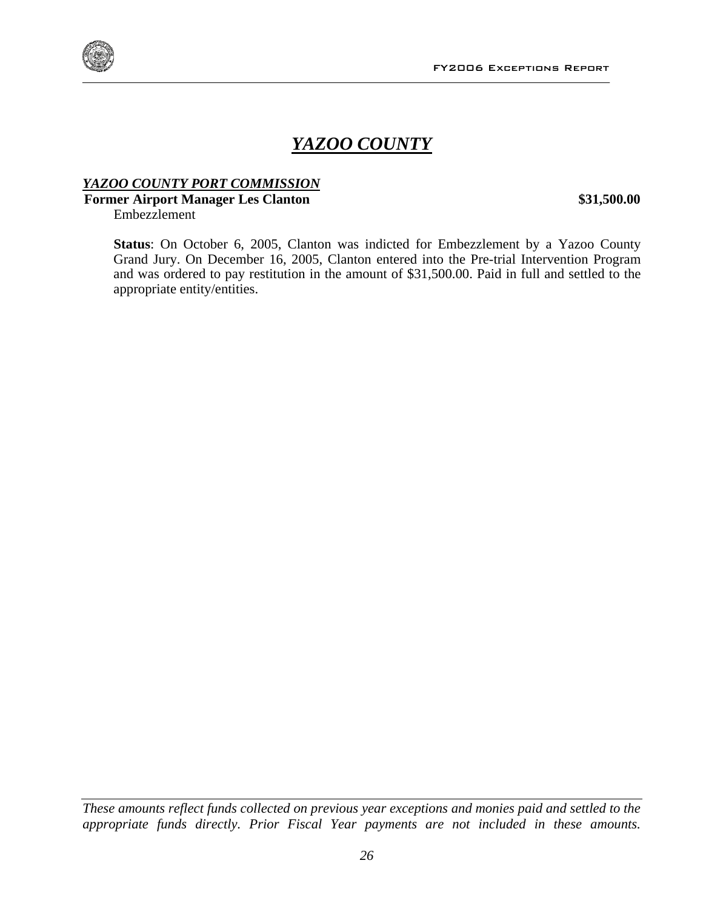# ***YAZOO COUNTY***

***YAZOO COUNTY PORT COMMISSION***

**Former Airport Manager Les Clanton** **$31,500.00**

Embezzlement

**Status**: On October 6, 2005, Clanton was indicted for Embezzlement by a Yazoo County Grand Jury. On December 16, 2005, Clanton entered into the Pre-trial Intervention Program and was ordered to pay restitution in the amount of $31,500.00. Paid in full and settled to the appropriate entity/entities.

*These amounts reflect funds collected on previous year exceptions and monies paid and settled to the appropriate funds directly. Prior Fiscal Year payments are not included in these amounts.*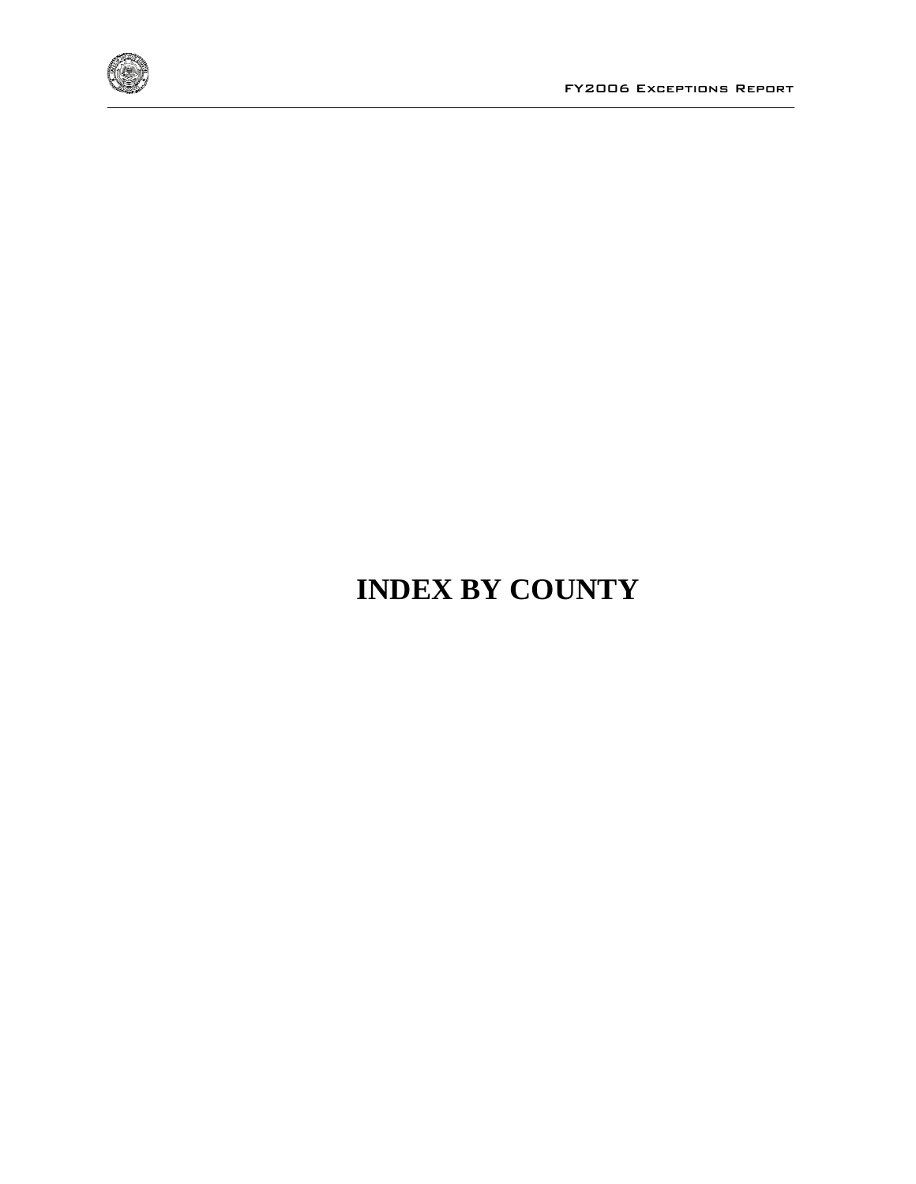# INDEX BY COUNTY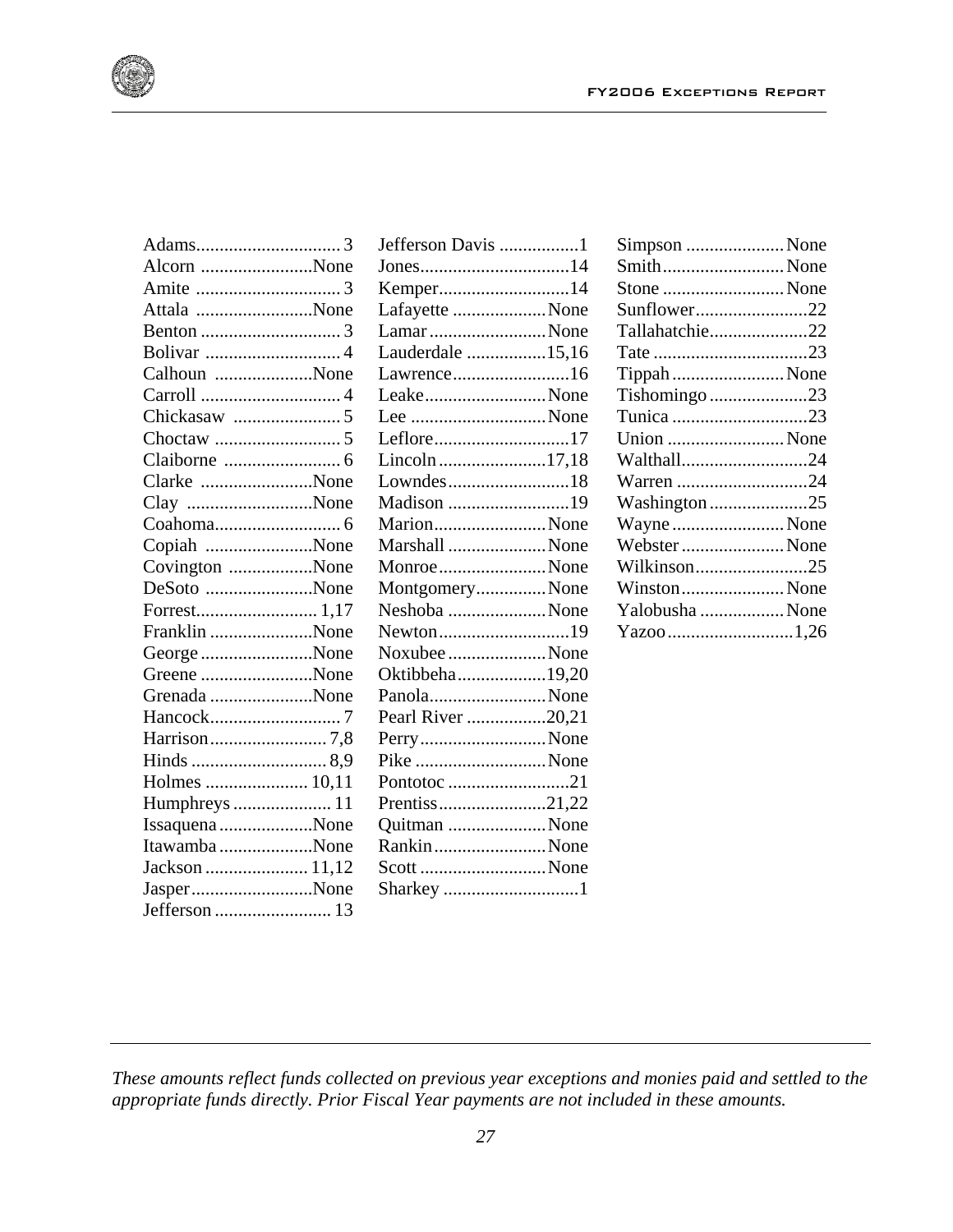| | |
|---|---|
| Adams | 3 |
| Alcorn | None |
| Amite | 3 |
| Attala | None |
| Benton | 3 |
| Bolivar | 4 |
| Calhoun | None |
| Carroll | 4 |
| Chickasaw | 5 |
| Choctaw | 5 |
| Claiborne | 6 |
| Clarke | None |
| Clay | None |
| Coahoma | 6 |
| Copiah | None |
| Covington | None |
| DeSoto | None |
| Forrest | 1,17 |
| Franklin | None |
| George | None |
| Greene | None |
| Grenada | None |
| Hancock | 7 |
| Harrison | 7,8 |
| Hinds | 8,9 |
| Holmes | 10,11 |
| Humphreys | 11 |
| Issaquena | None |
| Itawamba | None |
| Jackson | 11,12 |
| Jasper | None |
| Jefferson | 13 |
| Jefferson Davis | 1 |
| Jones | 14 |
| Kemper | 14 |
| Lafayette | None |
| Lamar | None |
| Lauderdale | 15,16 |
| Lawrence | 16 |
| Leake | None |
| Lee | None |
| Leflore | 17 |
| Lincoln | 17,18 |
| Lowndes | 18 |
| Madison | 19 |
| Marion | None |
| Marshall | None |
| Monroe | None |
| Montgomery | None |
| Neshoba | None |
| Newton | 19 |
| Noxubee | None |
| Oktibbeha | 19,20 |
| Panola | None |
| Pearl River | 20,21 |
| Perry | None |
| Pike | None |
| Pontotoc | 21 |
| Prentiss | 21,22 |
| Quitman | None |
| Rankin | None |
| Scott | None |
| Sharkey | 1 |
| Simpson | None |
| Smith | None |
| Stone | None |
| Sunflower | 22 |
| Tallahatchie | 22 |
| Tate | 23 |
| Tippah | None |
| Tishomingo | 23 |
| Tunica | 23 |
| Union | None |
| Walthall | 24 |
| Warren | 24 |
| Washington | 25 |
| Wayne | None |
| Webster | None |
| Wilkinson | 25 |
| Winston | None |
| Yalobusha | None |
| Yazoo | 1,26 |

*These amounts reflect funds collected on previous year exceptions and monies paid and settled to the appropriate funds directly. Prior Fiscal Year payments are not included in these amounts.*